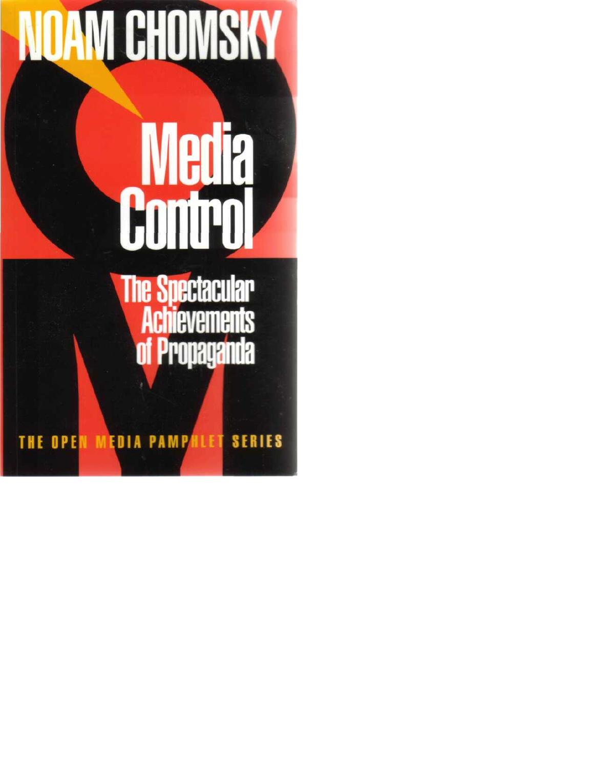# NOAM CHOMSKY

# Media Control

## The Spectacular Achievements of Propaganda

THE OPEN MEDIA PAMPHLET SERIES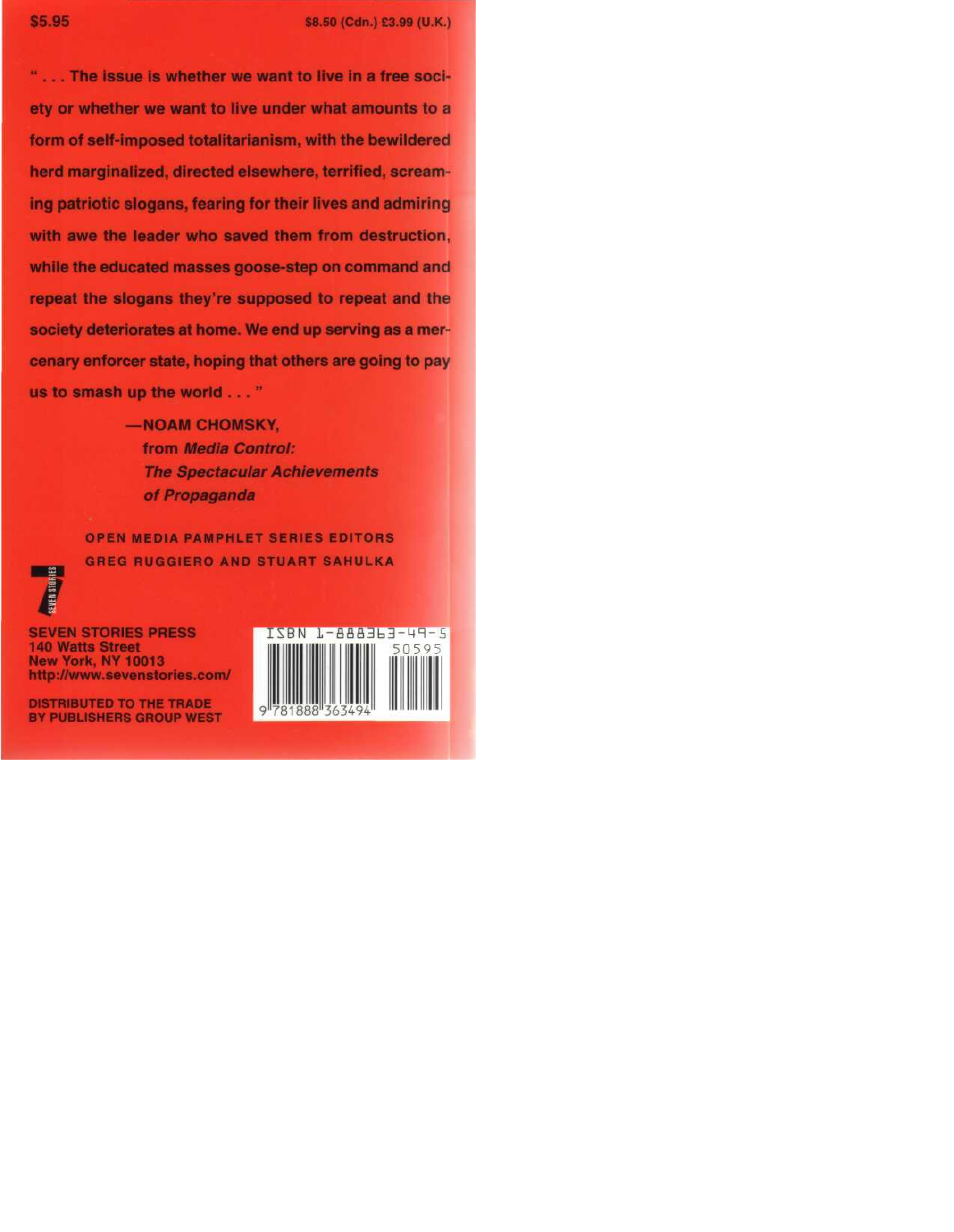$5.95 $8.50 (Cdn.) £3.99 (U.K.)

"... The issue is whether we want to live in a free society or whether we want to live under what amounts to a form of self-imposed totalitarianism, with the bewildered herd marginalized, directed elsewhere, terrified, screaming patriotic slogans, fearing for their lives and admiring with awe the leader who saved them from destruction, while the educated masses goose-step on command and repeat the slogans they're supposed to repeat and the society deteriorates at home. We end up serving as a mercenary enforcer state, hoping that others are going to pay us to smash up the world ..."

—NOAM CHOMSKY,
from *Media Control: The Spectacular Achievements of Propaganda*

OPEN MEDIA PAMPHLET SERIES EDITORS
GREG RUGGIERO AND STUART SAHULKA

SEVEN STORIES PRESS
140 Watts Street
New York, NY 10013
http://www.sevenstories.com/

DISTRIBUTED TO THE TRADE
BY PUBLISHERS GROUP WEST

ISBN 1-888363-49-5

50595

9 781888 363494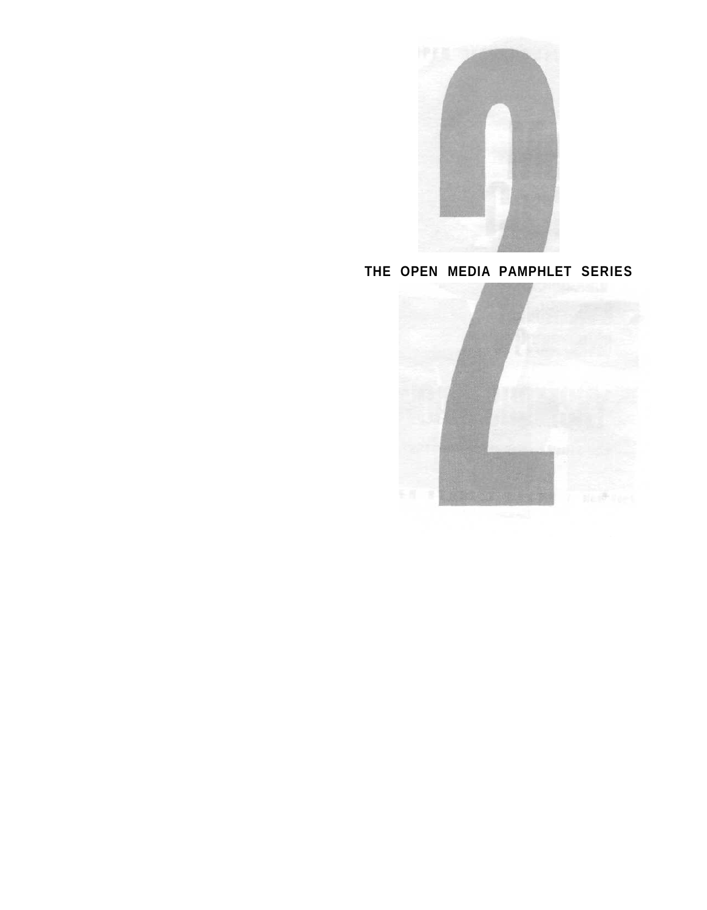THE OPEN MEDIA PAMPHLET SERIES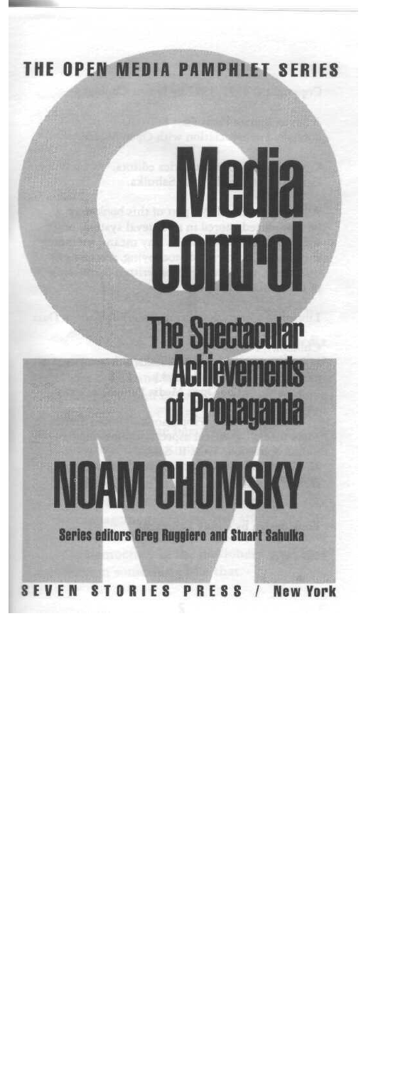THE OPEN MEDIA PAMPHLET SERIES

# Media Control

## The Spectacular Achievements of Propaganda

**NOAM CHOMSKY**

Series editors Greg Ruggiero and Stuart Sahulka

SEVEN STORIES PRESS / New York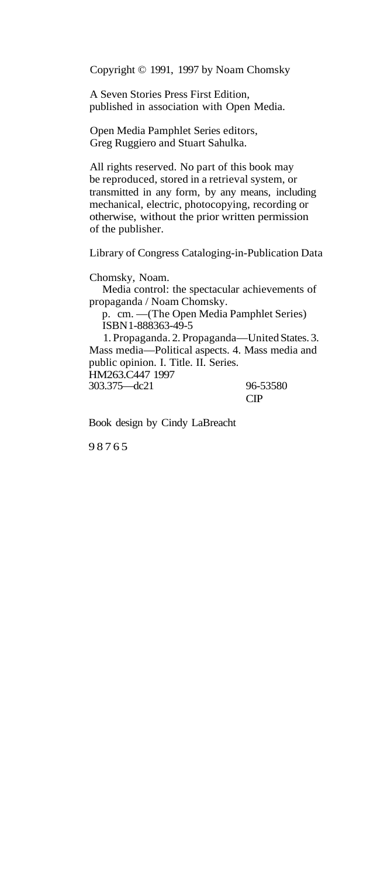Copyright © 1991, 1997 by Noam Chomsky

A Seven Stories Press First Edition,
published in association with Open Media.

Open Media Pamphlet Series editors,
Greg Ruggiero and Stuart Sahulka.

All rights reserved. No part of this book may be reproduced, stored in a retrieval system, or transmitted in any form, by any means, including mechanical, electric, photocopying, recording or otherwise, without the prior written permission of the publisher.

Library of Congress Cataloging-in-Publication Data

Chomsky, Noam.
Media control: the spectacular achievements of propaganda / Noam Chomsky.
p. cm. —(The Open Media Pamphlet Series)
ISBN 1-888363-49-5
1. Propaganda. 2. Propaganda—United States. 3. Mass media—Political aspects. 4. Mass media and public opinion. I. Title. II. Series.
HM263.C447 1997
303.375—dc21 96-53580
CIP

Book design by Cindy LaBreacht

9 8 7 6 5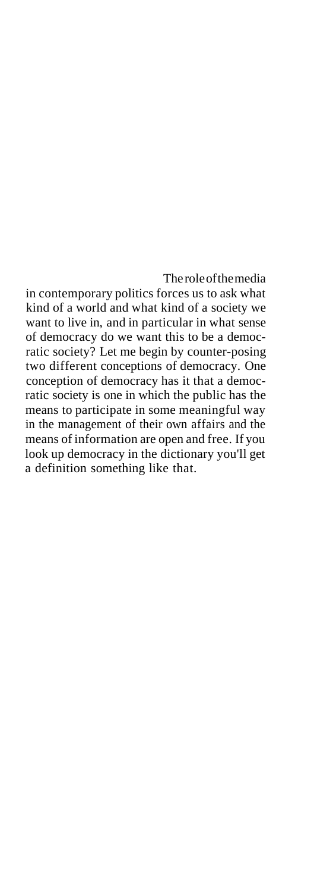The role of the media in contemporary politics forces us to ask what kind of a world and what kind of a society we want to live in, and in particular in what sense of democracy do we want this to be a democratic society? Let me begin by counter-posing two different conceptions of democracy. One conception of democracy has it that a democratic society is one in which the public has the means to participate in some meaningful way in the management of their own affairs and the means of information are open and free. If you look up democracy in the dictionary you'll get a definition something like that.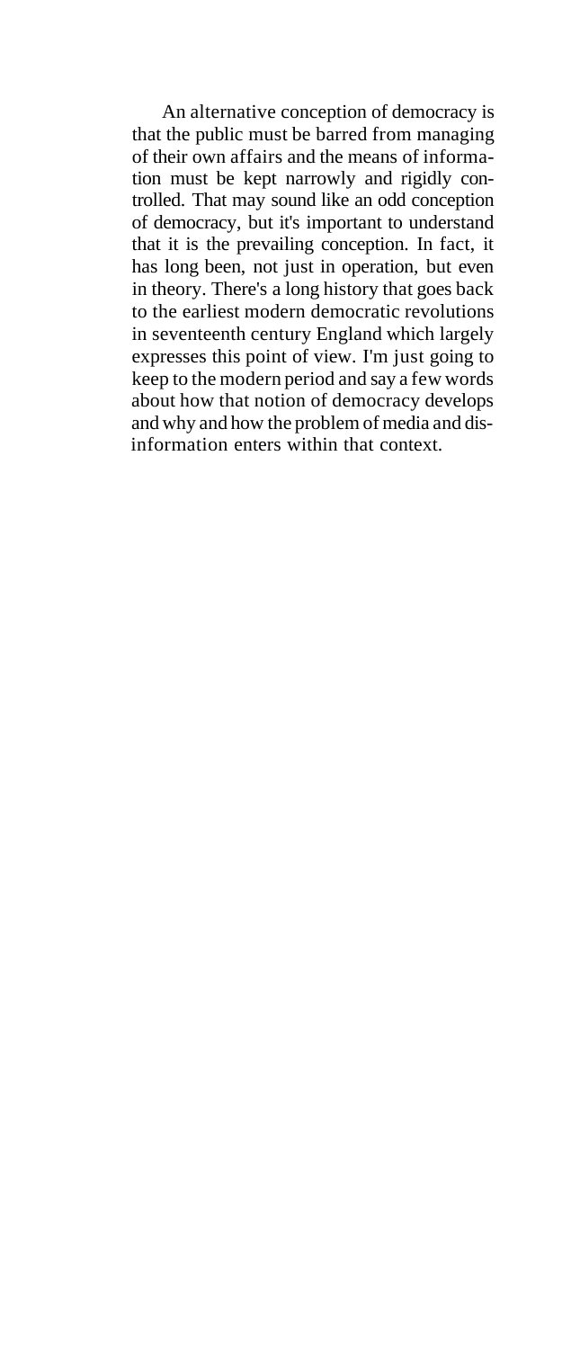An alternative conception of democracy is that the public must be barred from managing of their own affairs and the means of information must be kept narrowly and rigidly controlled. That may sound like an odd conception of democracy, but it's important to understand that it is the prevailing conception. In fact, it has long been, not just in operation, but even in theory. There's a long history that goes back to the earliest modern democratic revolutions in seventeenth century England which largely expresses this point of view. I'm just going to keep to the modern period and say a few words about how that notion of democracy develops and why and how the problem of media and disinformation enters within that context.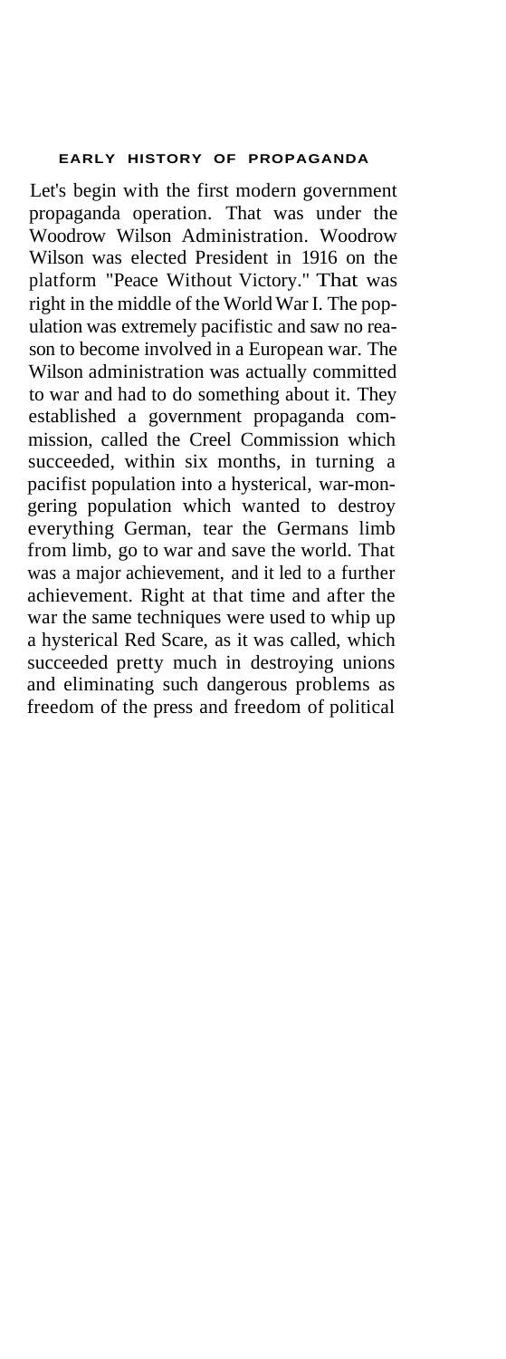## EARLY HISTORY OF PROPAGANDA

Let's begin with the first modern government propaganda operation. That was under the Woodrow Wilson Administration. Woodrow Wilson was elected President in 1916 on the platform "Peace Without Victory." That was right in the middle of the World War I. The population was extremely pacifistic and saw no reason to become involved in a European war. The Wilson administration was actually committed to war and had to do something about it. They established a government propaganda commission, called the Creel Commission which succeeded, within six months, in turning a pacifist population into a hysterical, war-mongering population which wanted to destroy everything German, tear the Germans limb from limb, go to war and save the world. That was a major achievement, and it led to a further achievement. Right at that time and after the war the same techniques were used to whip up a hysterical Red Scare, as it was called, which succeeded pretty much in destroying unions and eliminating such dangerous problems as freedom of the press and freedom of political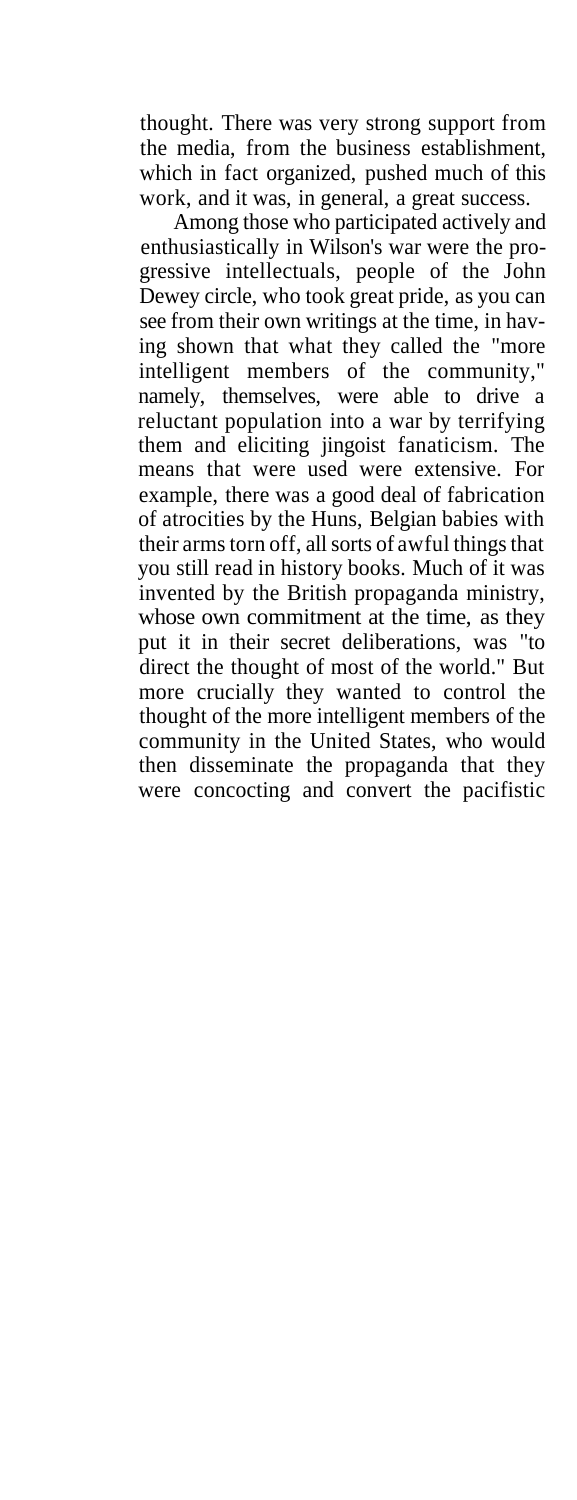thought. There was very strong support from the media, from the business establishment, which in fact organized, pushed much of this work, and it was, in general, a great success.

Among those who participated actively and enthusiastically in Wilson's war were the progressive intellectuals, people of the John Dewey circle, who took great pride, as you can see from their own writings at the time, in having shown that what they called the "more intelligent members of the community," namely, themselves, were able to drive a reluctant population into a war by terrifying them and eliciting jingoist fanaticism. The means that were used were extensive. For example, there was a good deal of fabrication of atrocities by the Huns, Belgian babies with their arms torn off, all sorts of awful things that you still read in history books. Much of it was invented by the British propaganda ministry, whose own commitment at the time, as they put it in their secret deliberations, was "to direct the thought of most of the world." But more crucially they wanted to control the thought of the more intelligent members of the community in the United States, who would then disseminate the propaganda that they were concocting and convert the pacifistic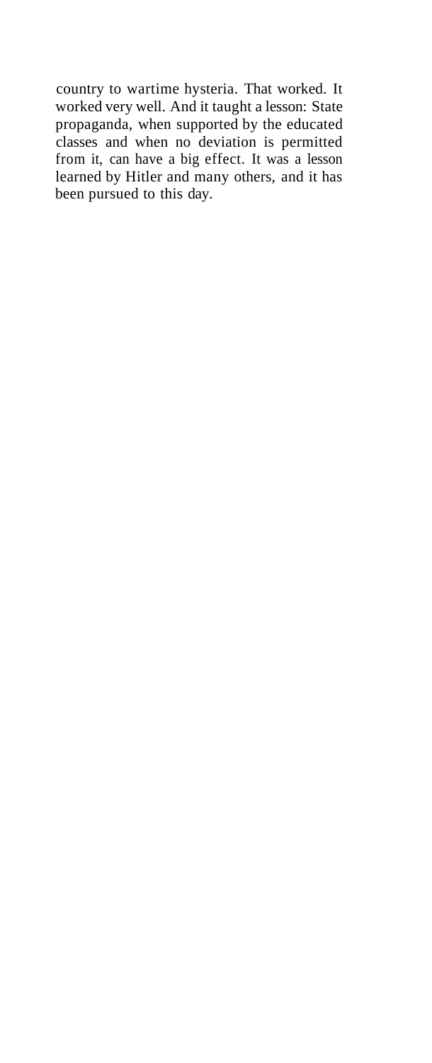country to wartime hysteria. That worked. It worked very well. And it taught a lesson: State propaganda, when supported by the educated classes and when no deviation is permitted from it, can have a big effect. It was a lesson learned by Hitler and many others, and it has been pursued to this day.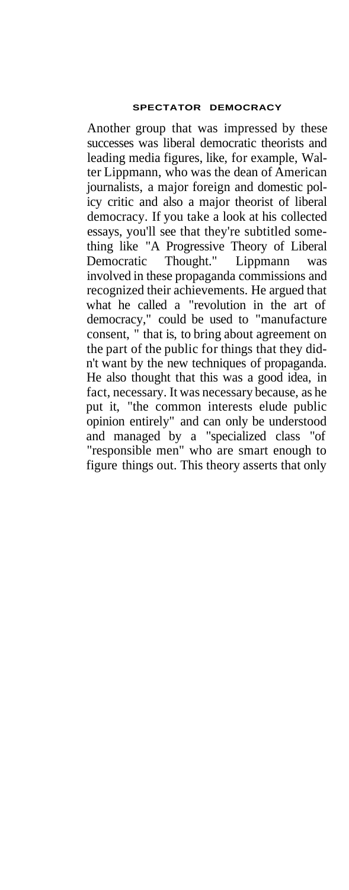## SPECTATOR DEMOCRACY

Another group that was impressed by these successes was liberal democratic theorists and leading media figures, like, for example, Walter Lippmann, who was the dean of American journalists, a major foreign and domestic policy critic and also a major theorist of liberal democracy. If you take a look at his collected essays, you'll see that they're subtitled something like "A Progressive Theory of Liberal Democratic Thought." Lippmann was involved in these propaganda commissions and recognized their achievements. He argued that what he called a "revolution in the art of democracy," could be used to "manufacture consent, " that is, to bring about agreement on the part of the public for things that they didn't want by the new techniques of propaganda. He also thought that this was a good idea, in fact, necessary. It was necessary because, as he put it, "the common interests elude public opinion entirely" and can only be understood and managed by a "specialized class "of "responsible men" who are smart enough to figure things out. This theory asserts that only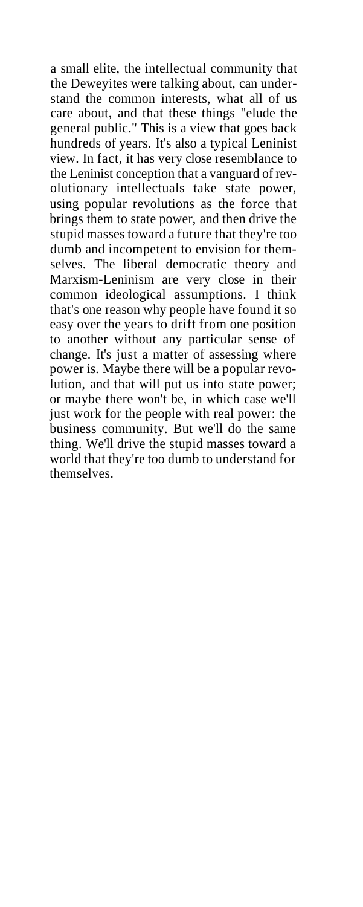a small elite, the intellectual community that the Deweyites were talking about, can understand the common interests, what all of us care about, and that these things "elude the general public." This is a view that goes back hundreds of years. It's also a typical Leninist view. In fact, it has very close resemblance to the Leninist conception that a vanguard of revolutionary intellectuals take state power, using popular revolutions as the force that brings them to state power, and then drive the stupid masses toward a future that they're too dumb and incompetent to envision for themselves. The liberal democratic theory and Marxism-Leninism are very close in their common ideological assumptions. I think that's one reason why people have found it so easy over the years to drift from one position to another without any particular sense of change. It's just a matter of assessing where power is. Maybe there will be a popular revolution, and that will put us into state power; or maybe there won't be, in which case we'll just work for the people with real power: the business community. But we'll do the same thing. We'll drive the stupid masses toward a world that they're too dumb to understand for themselves.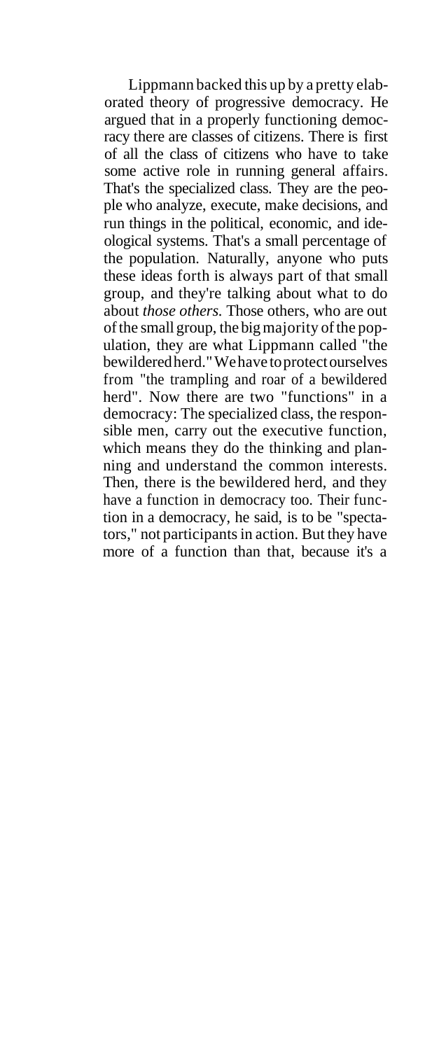Lippmann backed this up by a pretty elaborated theory of progressive democracy. He argued that in a properly functioning democracy there are classes of citizens. There is first of all the class of citizens who have to take some active role in running general affairs. That's the specialized class. They are the people who analyze, execute, make decisions, and run things in the political, economic, and ideological systems. That's a small percentage of the population. Naturally, anyone who puts these ideas forth is always part of that small group, and they're talking about what to do about *those others.* Those others, who are out of the small group, the big majority of the population, they are what Lippmann called "the bewildered herd." We have to protect ourselves from "the trampling and roar of a bewildered herd". Now there are two "functions" in a democracy: The specialized class, the responsible men, carry out the executive function, which means they do the thinking and planning and understand the common interests. Then, there is the bewildered herd, and they have a function in democracy too. Their function in a democracy, he said, is to be "spectators," not participants in action. But they have more of a function than that, because it's a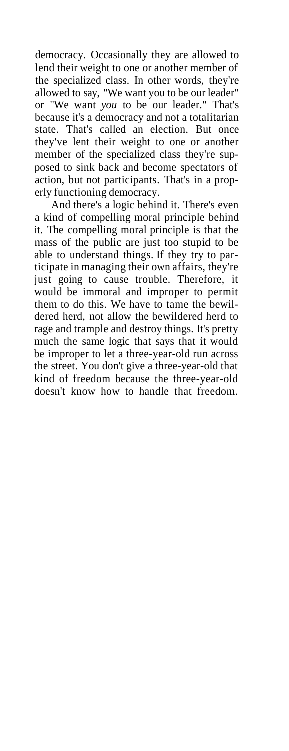democracy. Occasionally they are allowed to lend their weight to one or another member of the specialized class. In other words, they're allowed to say, "We want you to be our leader" or "We want *you* to be our leader." That's because it's a democracy and not a totalitarian state. That's called an election. But once they've lent their weight to one or another member of the specialized class they're supposed to sink back and become spectators of action, but not participants. That's in a properly functioning democracy.

And there's a logic behind it. There's even a kind of compelling moral principle behind it. The compelling moral principle is that the mass of the public are just too stupid to be able to understand things. If they try to participate in managing their own affairs, they're just going to cause trouble. Therefore, it would be immoral and improper to permit them to do this. We have to tame the bewildered herd, not allow the bewildered herd to rage and trample and destroy things. It's pretty much the same logic that says that it would be improper to let a three-year-old run across the street. You don't give a three-year-old that kind of freedom because the three-year-old doesn't know how to handle that freedom.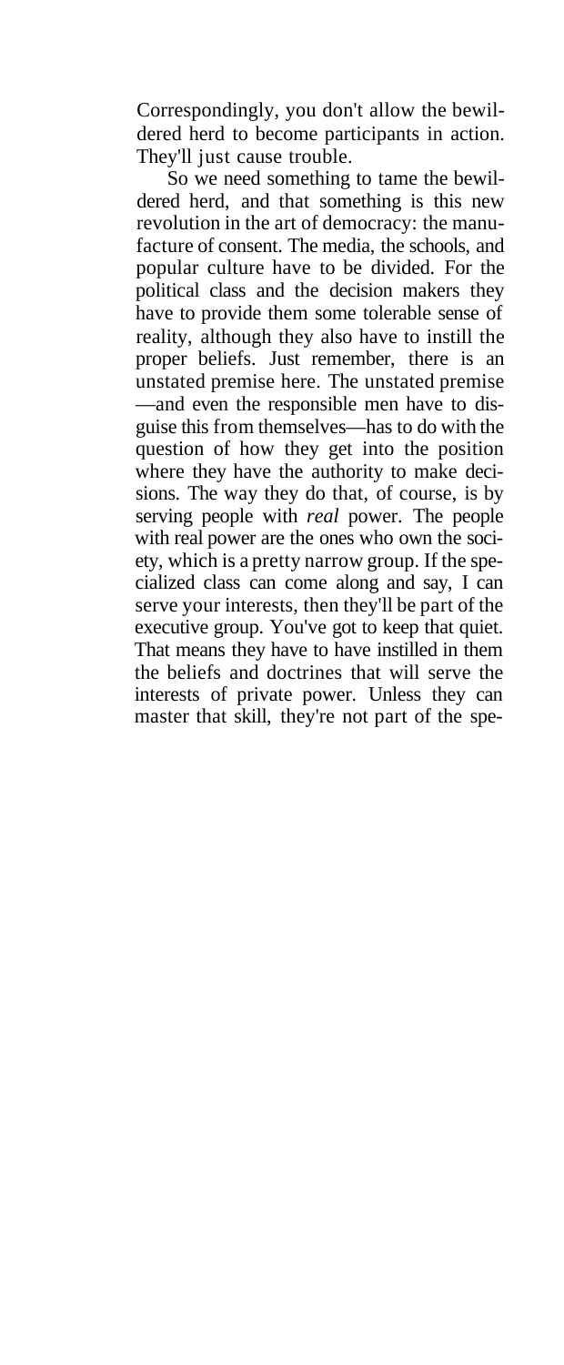Correspondingly, you don't allow the bewildered herd to become participants in action. They'll just cause trouble.

So we need something to tame the bewildered herd, and that something is this new revolution in the art of democracy: the manufacture of consent. The media, the schools, and popular culture have to be divided. For the political class and the decision makers they have to provide them some tolerable sense of reality, although they also have to instill the proper beliefs. Just remember, there is an unstated premise here. The unstated premise —and even the responsible men have to disguise this from themselves—has to do with the question of how they get into the position where they have the authority to make decisions. The way they do that, of course, is by serving people with *real* power. The people with real power are the ones who own the society, which is a pretty narrow group. If the specialized class can come along and say, I can serve your interests, then they'll be part of the executive group. You've got to keep that quiet. That means they have to have instilled in them the beliefs and doctrines that will serve the interests of private power. Unless they can master that skill, they're not part of the spe-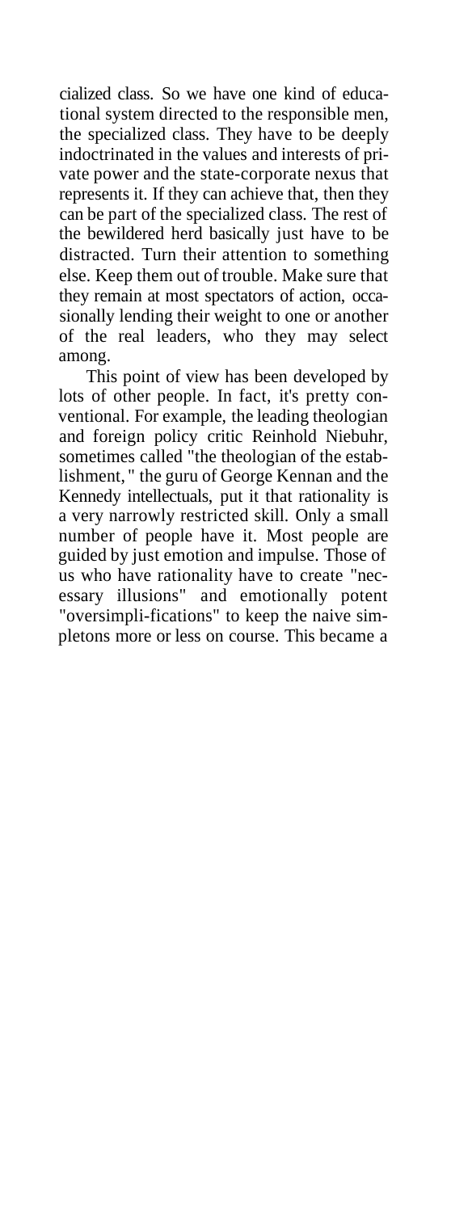cialized class. So we have one kind of educational system directed to the responsible men, the specialized class. They have to be deeply indoctrinated in the values and interests of private power and the state-corporate nexus that represents it. If they can achieve that, then they can be part of the specialized class. The rest of the bewildered herd basically just have to be distracted. Turn their attention to something else. Keep them out of trouble. Make sure that they remain at most spectators of action, occasionally lending their weight to one or another of the real leaders, who they may select among.

This point of view has been developed by lots of other people. In fact, it's pretty conventional. For example, the leading theologian and foreign policy critic Reinhold Niebuhr, sometimes called "the theologian of the establishment," the guru of George Kennan and the Kennedy intellectuals, put it that rationality is a very narrowly restricted skill. Only a small number of people have it. Most people are guided by just emotion and impulse. Those of us who have rationality have to create "necessary illusions" and emotionally potent "oversimpli-fications" to keep the naive simpletons more or less on course. This became a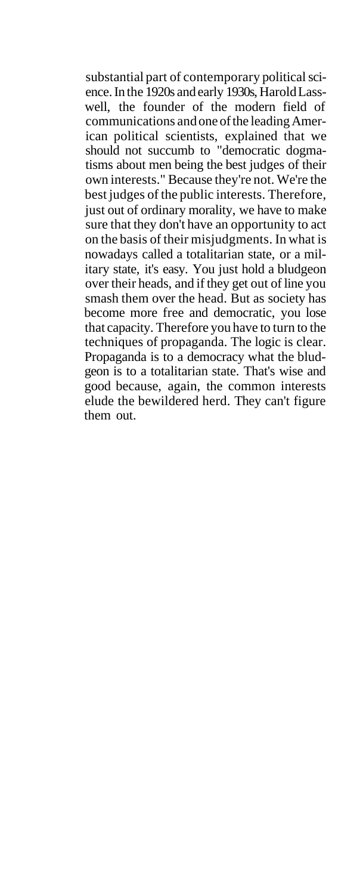substantial part of contemporary political science. In the 1920s and early 1930s, Harold Lasswell, the founder of the modern field of communications and one of the leading American political scientists, explained that we should not succumb to "democratic dogmatisms about men being the best judges of their own interests." Because they're not. We're the best judges of the public interests. Therefore, just out of ordinary morality, we have to make sure that they don't have an opportunity to act on the basis of their misjudgments. In what is nowadays called a totalitarian state, or a military state, it's easy. You just hold a bludgeon over their heads, and if they get out of line you smash them over the head. But as society has become more free and democratic, you lose that capacity. Therefore you have to turn to the techniques of propaganda. The logic is clear. Propaganda is to a democracy what the bludgeon is to a totalitarian state. That's wise and good because, again, the common interests elude the bewildered herd. They can't figure them out.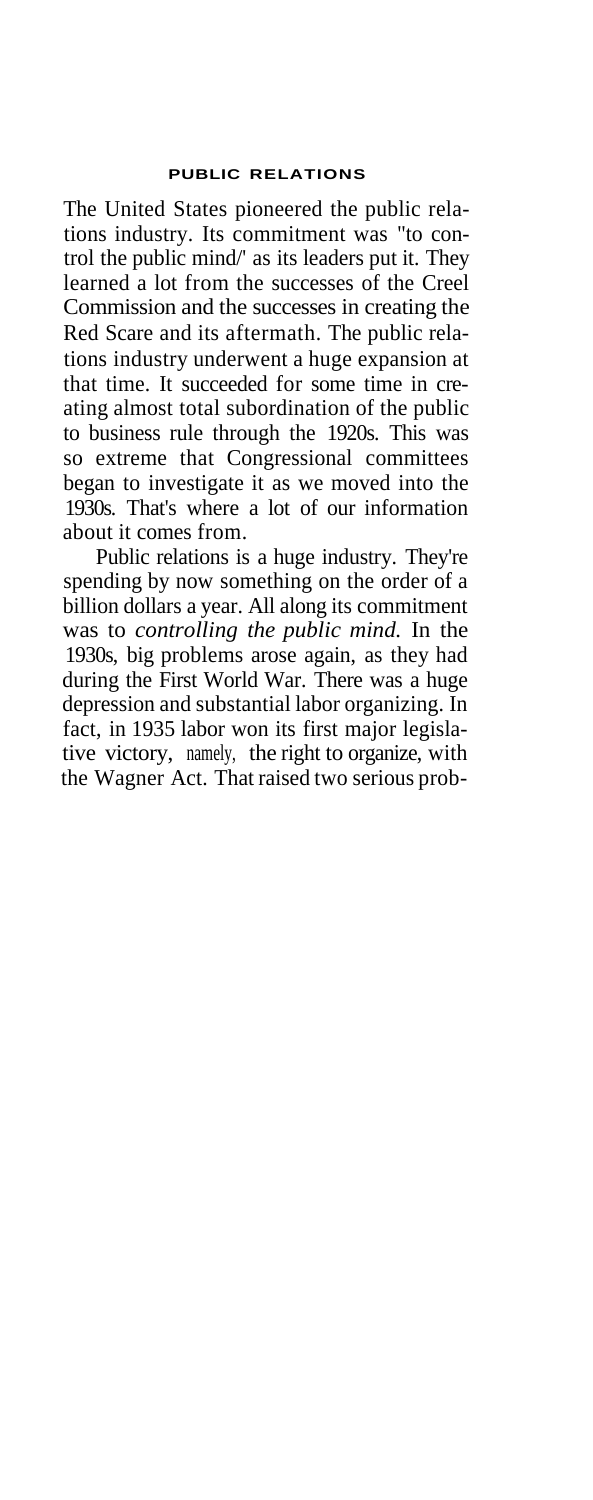## PUBLIC RELATIONS

The United States pioneered the public relations industry. Its commitment was "to control the public mind/' as its leaders put it. They learned a lot from the successes of the Creel Commission and the successes in creating the Red Scare and its aftermath. The public relations industry underwent a huge expansion at that time. It succeeded for some time in creating almost total subordination of the public to business rule through the 1920s. This was so extreme that Congressional committees began to investigate it as we moved into the 1930s. That's where a lot of our information about it comes from.

Public relations is a huge industry. They're spending by now something on the order of a billion dollars a year. All along its commitment was to *controlling the public mind.* In the 1930s, big problems arose again, as they had during the First World War. There was a huge depression and substantial labor organizing. In fact, in 1935 labor won its first major legislative victory, namely, the right to organize, with the Wagner Act. That raised two serious prob-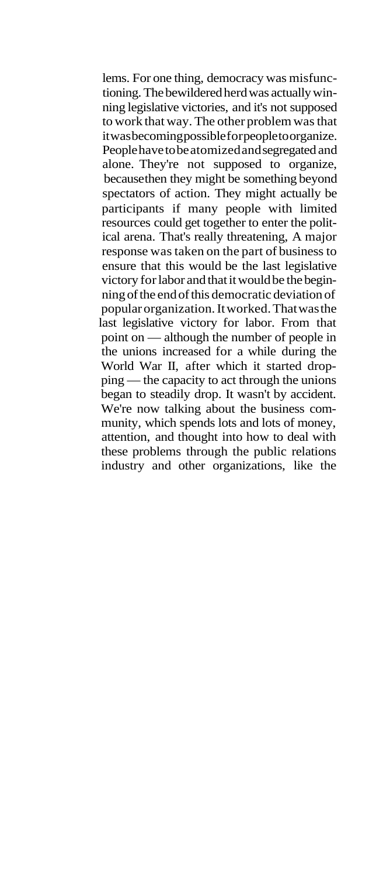lems. For one thing, democracy was misfunctioning. The bewildered herd was actually winning legislative victories, and it's not supposed to work that way. The other problem was that it was becoming possible for people to organize. People have to be atomized and segregated and alone. They're not supposed to organize, because then they might be something beyond spectators of action. They might actually be participants if many people with limited resources could get together to enter the political arena. That's really threatening, A major response was taken on the part of business to ensure that this would be the last legislative victory for labor and that it would be the beginning of the end of this democratic deviation of popular organization. It worked. That was the last legislative victory for labor. From that point on — although the number of people in the unions increased for a while during the World War II, after which it started dropping — the capacity to act through the unions began to steadily drop. It wasn't by accident. We're now talking about the business community, which spends lots and lots of money, attention, and thought into how to deal with these problems through the public relations industry and other organizations, like the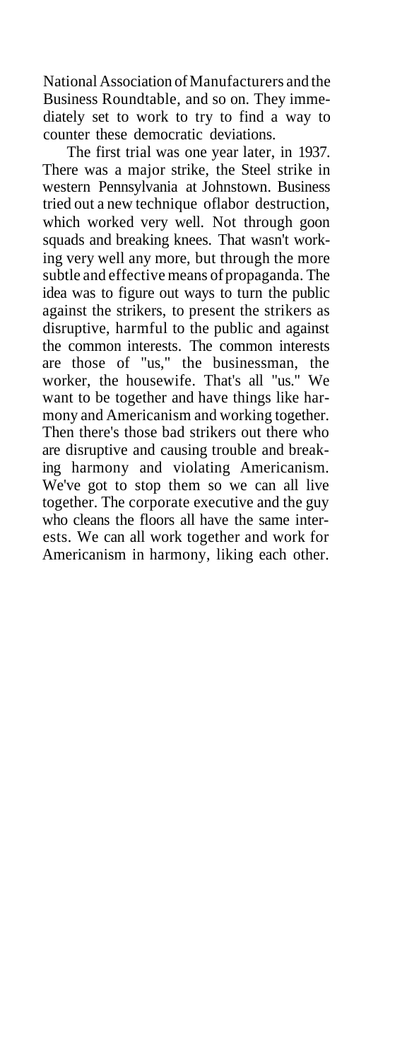National Association of Manufacturers and the Business Roundtable, and so on. They immediately set to work to try to find a way to counter these democratic deviations.

The first trial was one year later, in 1937. There was a major strike, the Steel strike in western Pennsylvania at Johnstown. Business tried out a new technique oflabor destruction, which worked very well. Not through goon squads and breaking knees. That wasn't working very well any more, but through the more subtle and effective means of propaganda. The idea was to figure out ways to turn the public against the strikers, to present the strikers as disruptive, harmful to the public and against the common interests. The common interests are those of "us," the businessman, the worker, the housewife. That's all "us." We want to be together and have things like harmony and Americanism and working together. Then there's those bad strikers out there who are disruptive and causing trouble and breaking harmony and violating Americanism. We've got to stop them so we can all live together. The corporate executive and the guy who cleans the floors all have the same interests. We can all work together and work for Americanism in harmony, liking each other.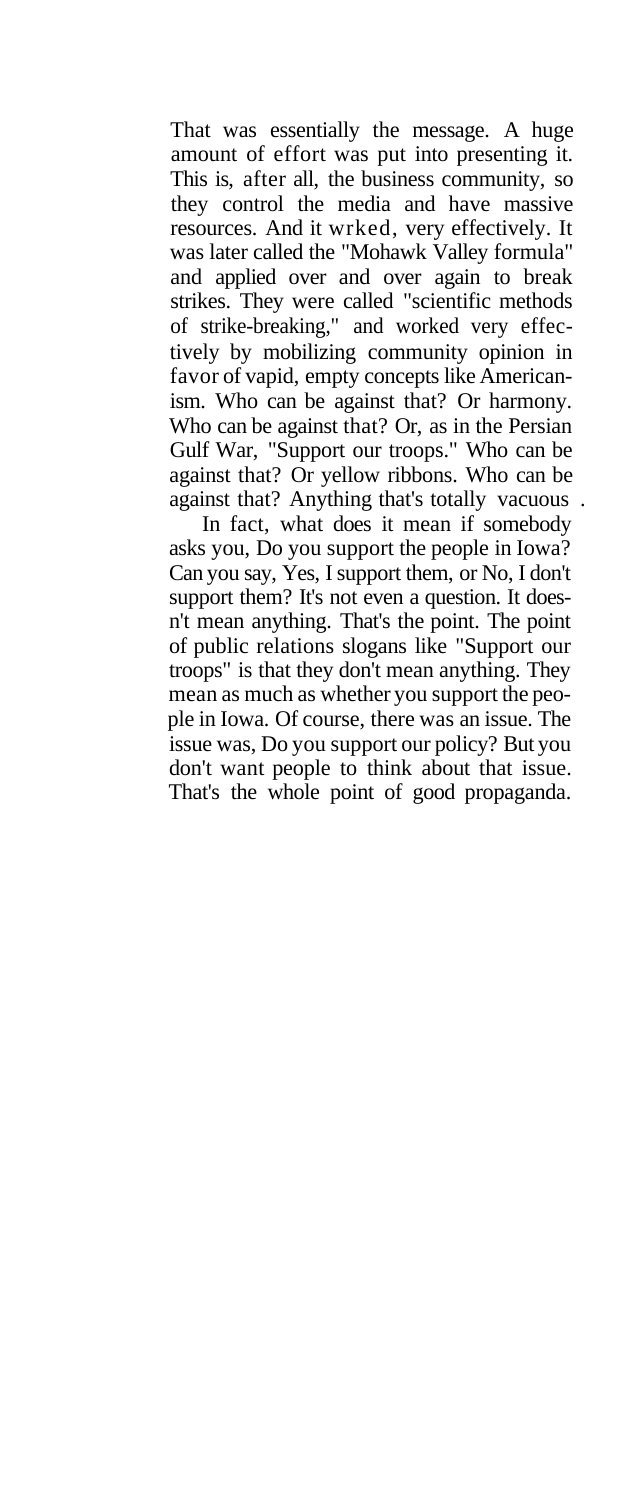That was essentially the message. A huge amount of effort was put into presenting it. This is, after all, the business community, so they control the media and have massive resources. And it wrked, very effectively. It was later called the "Mohawk Valley formula" and applied over and over again to break strikes. They were called "scientific methods of strike-breaking," and worked very effectively by mobilizing community opinion in favor of vapid, empty concepts like Americanism. Who can be against that? Or harmony. Who can be against that? Or, as in the Persian Gulf War, "Support our troops." Who can be against that? Or yellow ribbons. Who can be against that? Anything that's totally vacuous .

In fact, what does it mean if somebody asks you, Do you support the people in Iowa? Can you say, Yes, I support them, or No, I don't support them? It's not even a question. It doesn't mean anything. That's the point. The point of public relations slogans like "Support our troops" is that they don't mean anything. They mean as much as whether you support the people in Iowa. Of course, there was an issue. The issue was, Do you support our policy? But you don't want people to think about that issue. That's the whole point of good propaganda.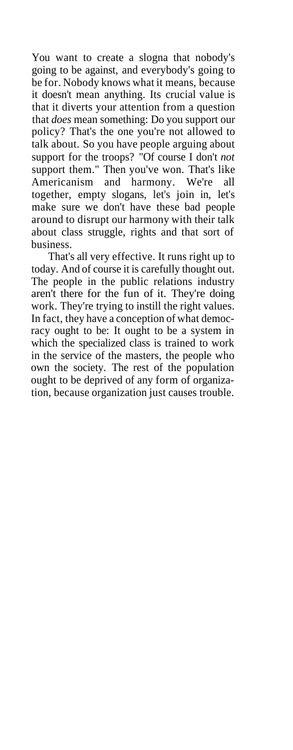You want to create a slogna that nobody's going to be against, and everybody's going to be for. Nobody knows what it means, because it doesn't mean anything. Its crucial value is that it diverts your attention from a question that *does* mean something: Do you support our policy? That's the one you're not allowed to talk about. So you have people arguing about support for the troops? "Of course I don't *not* support them." Then you've won. That's like Americanism and harmony. We're all together, empty slogans, let's join in, let's make sure we don't have these bad people around to disrupt our harmony with their talk about class struggle, rights and that sort of business.

That's all very effective. It runs right up to today. And of course it is carefully thought out. The people in the public relations industry aren't there for the fun of it. They're doing work. They're trying to instill the right values. In fact, they have a conception of what democracy ought to be: It ought to be a system in which the specialized class is trained to work in the service of the masters, the people who own the society. The rest of the population ought to be deprived of any form of organization, because organization just causes trouble.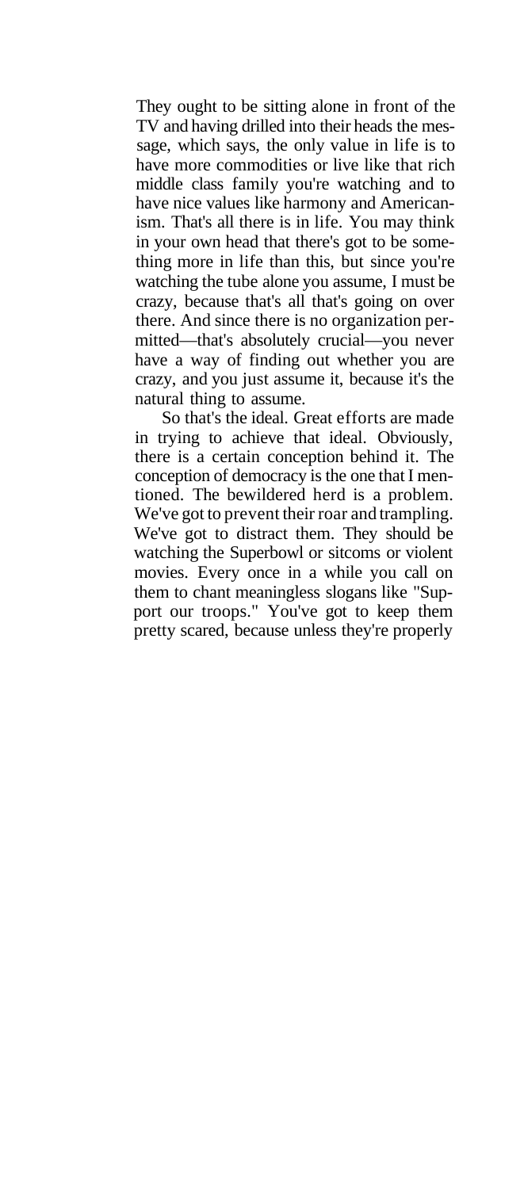They ought to be sitting alone in front of the TV and having drilled into their heads the message, which says, the only value in life is to have more commodities or live like that rich middle class family you're watching and to have nice values like harmony and Americanism. That's all there is in life. You may think in your own head that there's got to be something more in life than this, but since you're watching the tube alone you assume, I must be crazy, because that's all that's going on over there. And since there is no organization permitted—that's absolutely crucial—you never have a way of finding out whether you are crazy, and you just assume it, because it's the natural thing to assume.

So that's the ideal. Great efforts are made in trying to achieve that ideal. Obviously, there is a certain conception behind it. The conception of democracy is the one that I mentioned. The bewildered herd is a problem. We've got to prevent their roar and trampling. We've got to distract them. They should be watching the Superbowl or sitcoms or violent movies. Every once in a while you call on them to chant meaningless slogans like "Support our troops." You've got to keep them pretty scared, because unless they're properly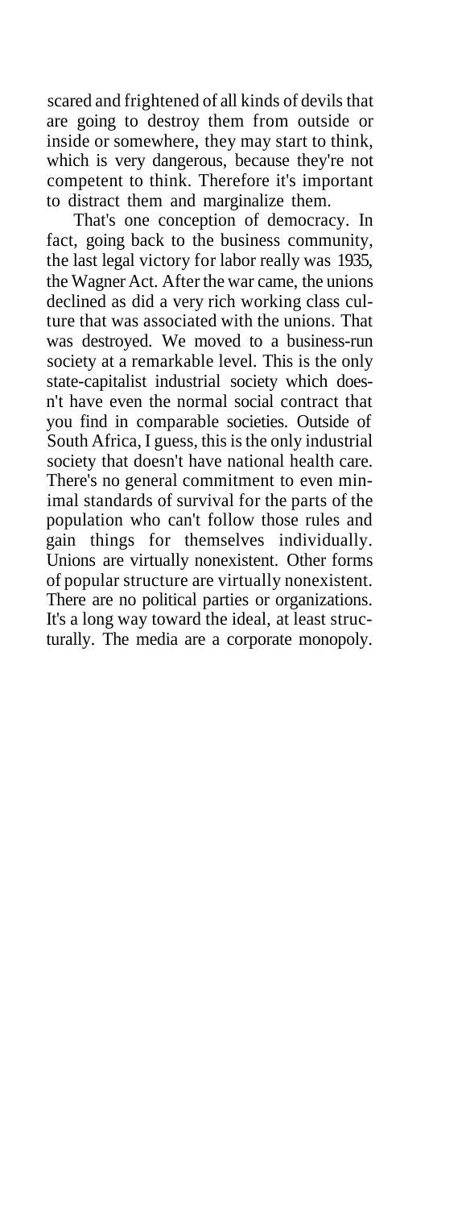scared and frightened of all kinds of devils that are going to destroy them from outside or inside or somewhere, they may start to think, which is very dangerous, because they're not competent to think. Therefore it's important to distract them and marginalize them.

That's one conception of democracy. In fact, going back to the business community, the last legal victory for labor really was 1935, the Wagner Act. After the war came, the unions declined as did a very rich working class culture that was associated with the unions. That was destroyed. We moved to a business-run society at a remarkable level. This is the only state-capitalist industrial society which doesn't have even the normal social contract that you find in comparable societies. Outside of South Africa, I guess, this is the only industrial society that doesn't have national health care. There's no general commitment to even minimal standards of survival for the parts of the population who can't follow those rules and gain things for themselves individually. Unions are virtually nonexistent. Other forms of popular structure are virtually nonexistent. There are no political parties or organizations. It's a long way toward the ideal, at least structurally. The media are a corporate monopoly.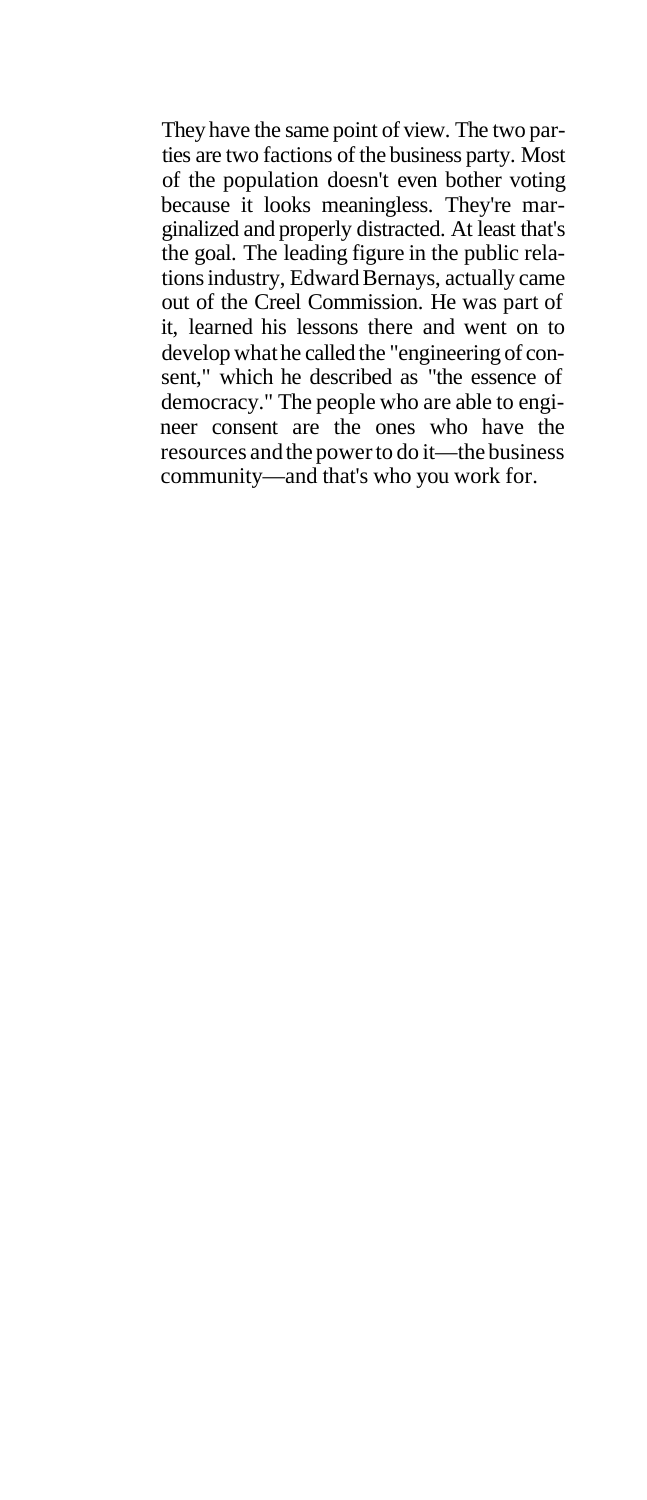They have the same point of view. The two parties are two factions of the business party. Most of the population doesn't even bother voting because it looks meaningless. They're marginalized and properly distracted. At least that's the goal. The leading figure in the public relations industry, Edward Bernays, actually came out of the Creel Commission. He was part of it, learned his lessons there and went on to develop what he called the "engineering of consent," which he described as "the essence of democracy." The people who are able to engineer consent are the ones who have the resources and the power to do it—the business community—and that's who you work for.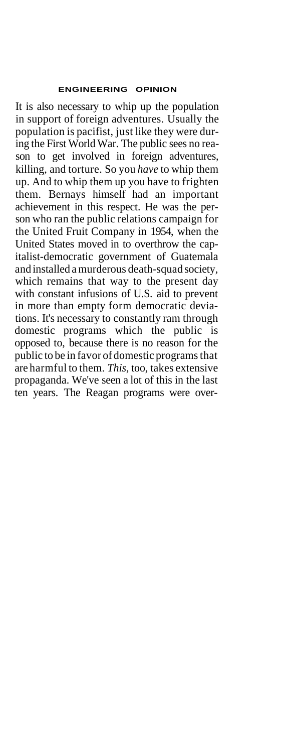It is also necessary to whip up the population in support of foreign adventures. Usually the population is pacifist, just like they were during the First World War. The public sees no reason to get involved in foreign adventures, killing, and torture. So you *have* to whip them up. And to whip them up you have to frighten them. Bernays himself had an important achievement in this respect. He was the person who ran the public relations campaign for the United Fruit Company in 1954, when the United States moved in to overthrow the capitalist-democratic government of Guatemala and installed a murderous death-squad society, which remains that way to the present day with constant infusions of U.S. aid to prevent in more than empty form democratic deviations. It's necessary to constantly ram through domestic programs which the public is opposed to, because there is no reason for the public to be in favor of domestic programs that are harmful to them. *This*, too, takes extensive propaganda. We've seen a lot of this in the last ten years. The Reagan programs were over-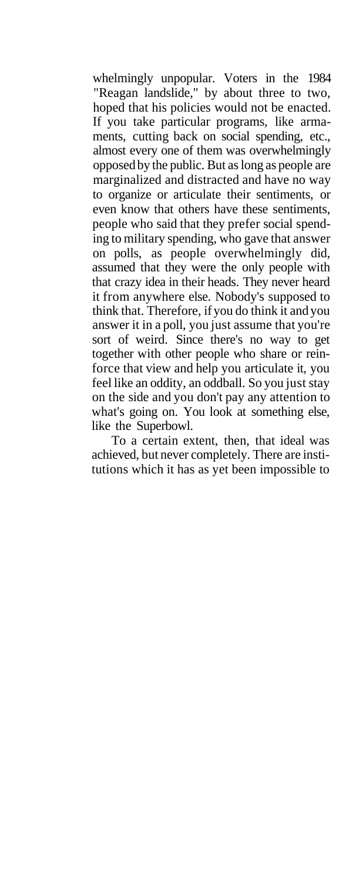whelmingly unpopular. Voters in the 1984 "Reagan landslide," by about three to two, hoped that his policies would not be enacted. If you take particular programs, like armaments, cutting back on social spending, etc., almost every one of them was overwhelmingly opposed by the public. But as long as people are marginalized and distracted and have no way to organize or articulate their sentiments, or even know that others have these sentiments, people who said that they prefer social spending to military spending, who gave that answer on polls, as people overwhelmingly did, assumed that they were the only people with that crazy idea in their heads. They never heard it from anywhere else. Nobody's supposed to think that. Therefore, if you do think it and you answer it in a poll, you just assume that you're sort of weird. Since there's no way to get together with other people who share or reinforce that view and help you articulate it, you feel like an oddity, an oddball. So you just stay on the side and you don't pay any attention to what's going on. You look at something else, like the Superbowl.

To a certain extent, then, that ideal was achieved, but never completely. There are institutions which it has as yet been impossible to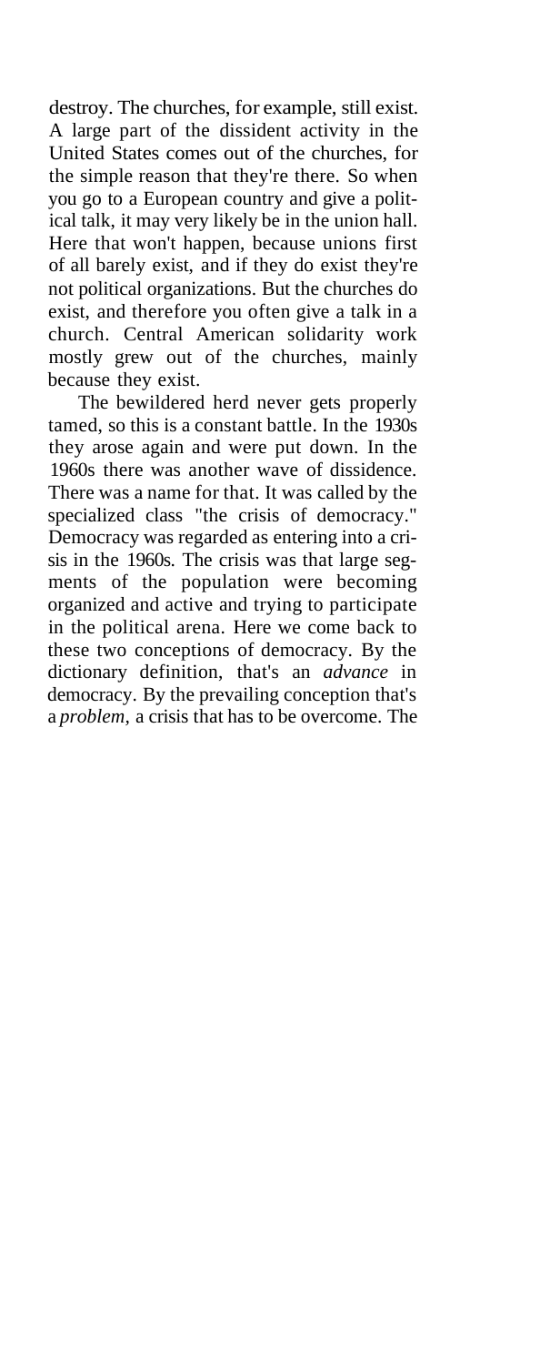destroy. The churches, for example, still exist. A large part of the dissident activity in the United States comes out of the churches, for the simple reason that they're there. So when you go to a European country and give a political talk, it may very likely be in the union hall. Here that won't happen, because unions first of all barely exist, and if they do exist they're not political organizations. But the churches do exist, and therefore you often give a talk in a church. Central American solidarity work mostly grew out of the churches, mainly because they exist.

The bewildered herd never gets properly tamed, so this is a constant battle. In the 1930s they arose again and were put down. In the 1960s there was another wave of dissidence. There was a name for that. It was called by the specialized class "the crisis of democracy." Democracy was regarded as entering into a crisis in the 1960s. The crisis was that large segments of the population were becoming organized and active and trying to participate in the political arena. Here we come back to these two conceptions of democracy. By the dictionary definition, that's an *advance* in democracy. By the prevailing conception that's a *problem,* a crisis that has to be overcome. The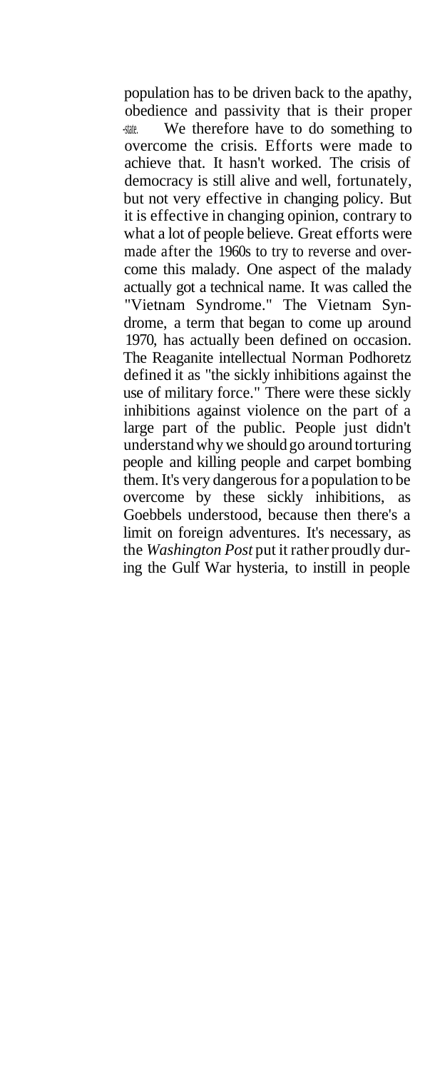population has to be driven back to the apathy, obedience and passivity that is their proper state. We therefore have to do something to overcome the crisis. Efforts were made to achieve that. It hasn't worked. The crisis of democracy is still alive and well, fortunately, but not very effective in changing policy. But it is effective in changing opinion, contrary to what a lot of people believe. Great efforts were made after the 1960s to try to reverse and overcome this malady. One aspect of the malady actually got a technical name. It was called the "Vietnam Syndrome." The Vietnam Syndrome, a term that began to come up around 1970, has actually been defined on occasion. The Reaganite intellectual Norman Podhoretz defined it as "the sickly inhibitions against the use of military force." There were these sickly inhibitions against violence on the part of a large part of the public. People just didn't understand why we should go around torturing people and killing people and carpet bombing them. It's very dangerous for a population to be overcome by these sickly inhibitions, as Goebbels understood, because then there's a limit on foreign adventures. It's necessary, as the *Washington Post* put it rather proudly during the Gulf War hysteria, to instill in people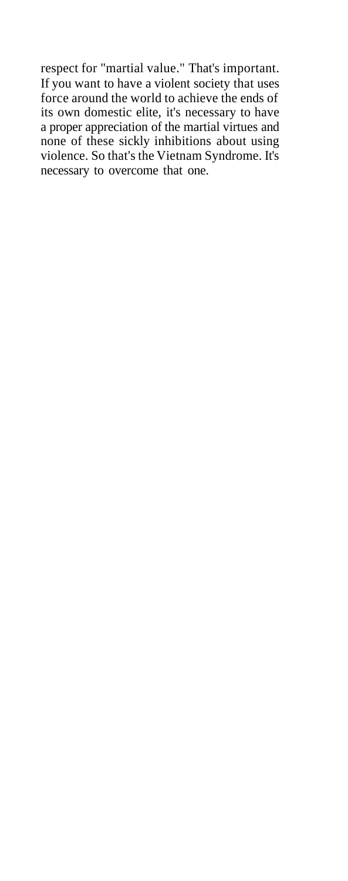respect for "martial value." That's important. If you want to have a violent society that uses force around the world to achieve the ends of its own domestic elite, it's necessary to have a proper appreciation of the martial virtues and none of these sickly inhibitions about using violence. So that's the Vietnam Syndrome. It's necessary to overcome that one.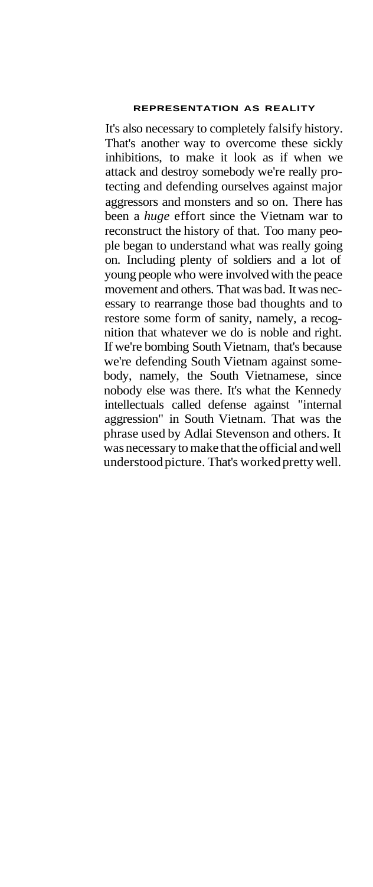It's also necessary to completely falsify history. That's another way to overcome these sickly inhibitions, to make it look as if when we attack and destroy somebody we're really protecting and defending ourselves against major aggressors and monsters and so on. There has been a *huge* effort since the Vietnam war to reconstruct the history of that. Too many people began to understand what was really going on. Including plenty of soldiers and a lot of young people who were involved with the peace movement and others. That was bad. It was necessary to rearrange those bad thoughts and to restore some form of sanity, namely, a recognition that whatever we do is noble and right. If we're bombing South Vietnam, that's because we're defending South Vietnam against somebody, namely, the South Vietnamese, since nobody else was there. It's what the Kennedy intellectuals called defense against "internal aggression" in South Vietnam. That was the phrase used by Adlai Stevenson and others. It was necessary to make that the official and well understood picture. That's worked pretty well.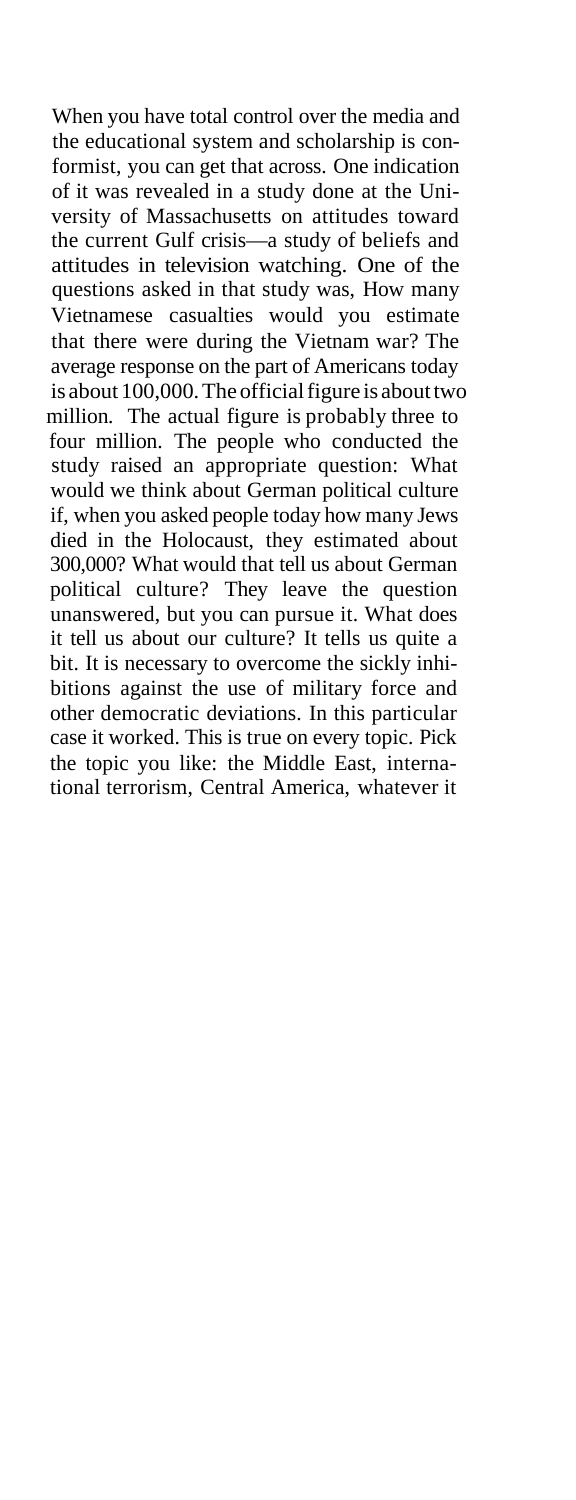When you have total control over the media and the educational system and scholarship is conformist, you can get that across. One indication of it was revealed in a study done at the University of Massachusetts on attitudes toward the current Gulf crisis—a study of beliefs and attitudes in television watching. One of the questions asked in that study was, How many Vietnamese casualties would you estimate that there were during the Vietnam war? The average response on the part of Americans today is about 100,000. The official figure is about two million. The actual figure is probably three to four million. The people who conducted the study raised an appropriate question: What would we think about German political culture if, when you asked people today how many Jews died in the Holocaust, they estimated about 300,000? What would that tell us about German political culture? They leave the question unanswered, but you can pursue it. What does it tell us about our culture? It tells us quite a bit. It is necessary to overcome the sickly inhibitions against the use of military force and other democratic deviations. In this particular case it worked. This is true on every topic. Pick the topic you like: the Middle East, international terrorism, Central America, whatever it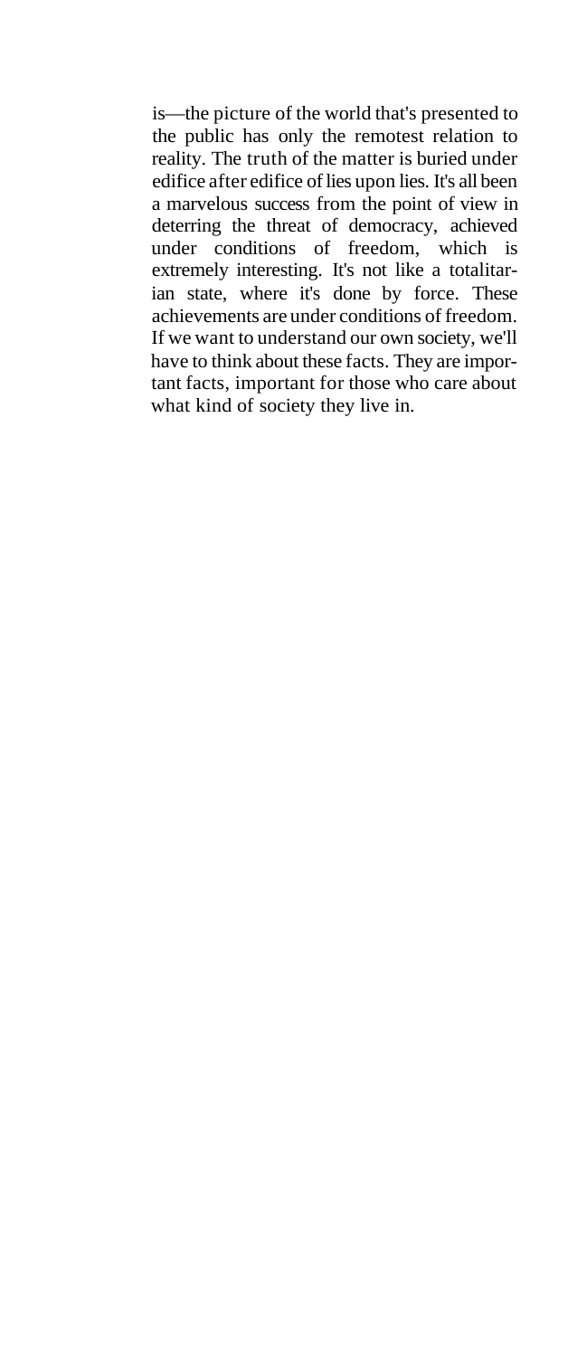is—the picture of the world that's presented to the public has only the remotest relation to reality. The truth of the matter is buried under edifice after edifice of lies upon lies. It's all been a marvelous success from the point of view in deterring the threat of democracy, achieved under conditions of freedom, which is extremely interesting. It's not like a totalitarian state, where it's done by force. These achievements are under conditions of freedom. If we want to understand our own society, we'll have to think about these facts. They are important facts, important for those who care about what kind of society they live in.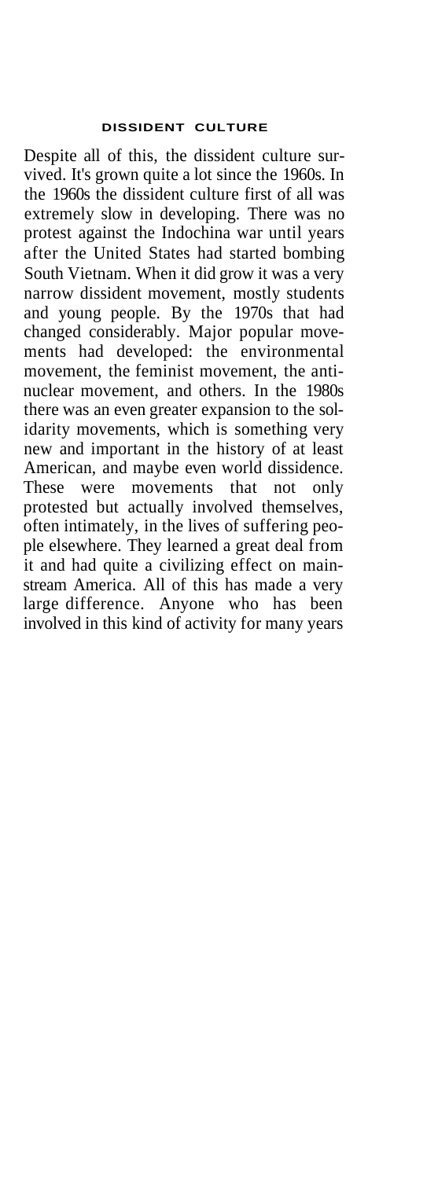## DISSIDENT CULTURE

Despite all of this, the dissident culture survived. It's grown quite a lot since the 1960s. In the 1960s the dissident culture first of all was extremely slow in developing. There was no protest against the Indochina war until years after the United States had started bombing South Vietnam. When it did grow it was a very narrow dissident movement, mostly students and young people. By the 1970s that had changed considerably. Major popular movements had developed: the environmental movement, the feminist movement, the anti-nuclear movement, and others. In the 1980s there was an even greater expansion to the solidarity movements, which is something very new and important in the history of at least American, and maybe even world dissidence. These were movements that not only protested but actually involved themselves, often intimately, in the lives of suffering people elsewhere. They learned a great deal from it and had quite a civilizing effect on mainstream America. All of this has made a very large difference. Anyone who has been involved in this kind of activity for many years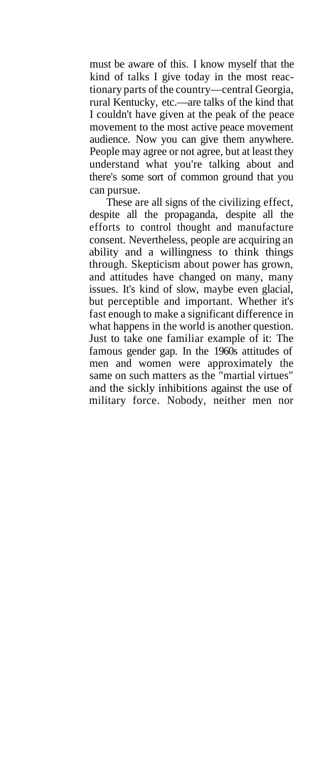must be aware of this. I know myself that the kind of talks I give today in the most reactionary parts of the country—central Georgia, rural Kentucky, etc.—are talks of the kind that I couldn't have given at the peak of the peace movement to the most active peace movement audience. Now you can give them anywhere. People may agree or not agree, but at least they understand what you're talking about and there's some sort of common ground that you can pursue.

These are all signs of the civilizing effect, despite all the propaganda, despite all the efforts to control thought and manufacture consent. Nevertheless, people are acquiring an ability and a willingness to think things through. Skepticism about power has grown, and attitudes have changed on many, many issues. It's kind of slow, maybe even glacial, but perceptible and important. Whether it's fast enough to make a significant difference in what happens in the world is another question. Just to take one familiar example of it: The famous gender gap. In the 1960s attitudes of men and women were approximately the same on such matters as the "martial virtues" and the sickly inhibitions against the use of military force. Nobody, neither men nor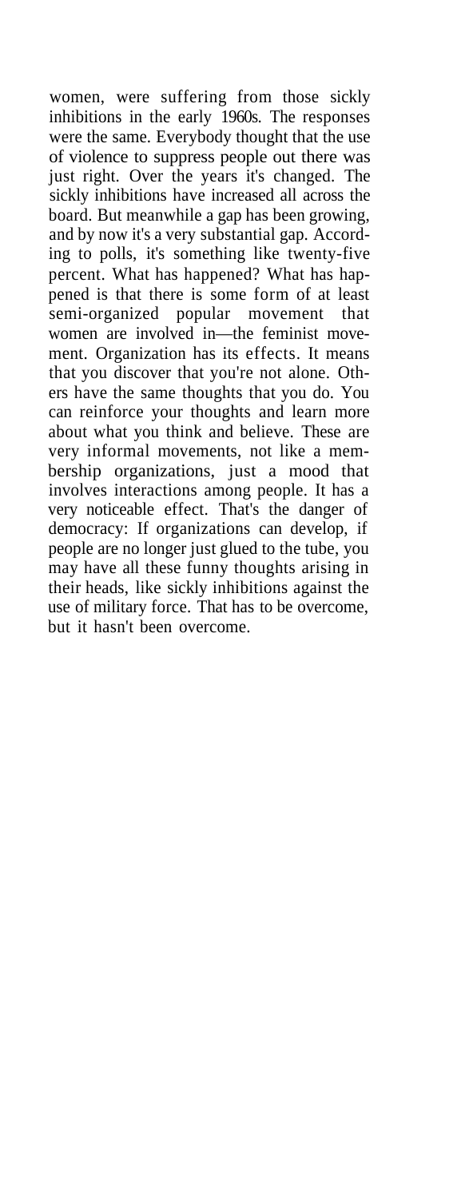women, were suffering from those sickly inhibitions in the early 1960s. The responses were the same. Everybody thought that the use of violence to suppress people out there was just right. Over the years it's changed. The sickly inhibitions have increased all across the board. But meanwhile a gap has been growing, and by now it's a very substantial gap. According to polls, it's something like twenty-five percent. What has happened? What has happened is that there is some form of at least semi-organized popular movement that women are involved in—the feminist movement. Organization has its effects. It means that you discover that you're not alone. Others have the same thoughts that you do. You can reinforce your thoughts and learn more about what you think and believe. These are very informal movements, not like a membership organizations, just a mood that involves interactions among people. It has a very noticeable effect. That's the danger of democracy: If organizations can develop, if people are no longer just glued to the tube, you may have all these funny thoughts arising in their heads, like sickly inhibitions against the use of military force. That has to be overcome, but it hasn't been overcome.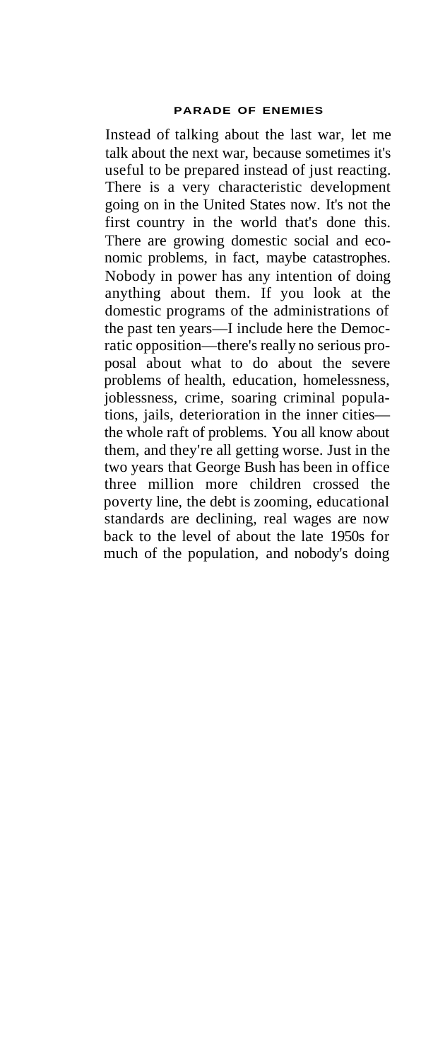## PARADE OF ENEMIES

Instead of talking about the last war, let me talk about the next war, because sometimes it's useful to be prepared instead of just reacting. There is a very characteristic development going on in the United States now. It's not the first country in the world that's done this. There are growing domestic social and economic problems, in fact, maybe catastrophes. Nobody in power has any intention of doing anything about them. If you look at the domestic programs of the administrations of the past ten years—I include here the Democratic opposition—there's really no serious proposal about what to do about the severe problems of health, education, homelessness, joblessness, crime, soaring criminal populations, jails, deterioration in the inner cities—the whole raft of problems. You all know about them, and they're all getting worse. Just in the two years that George Bush has been in office three million more children crossed the poverty line, the debt is zooming, educational standards are declining, real wages are now back to the level of about the late 1950s for much of the population, and nobody's doing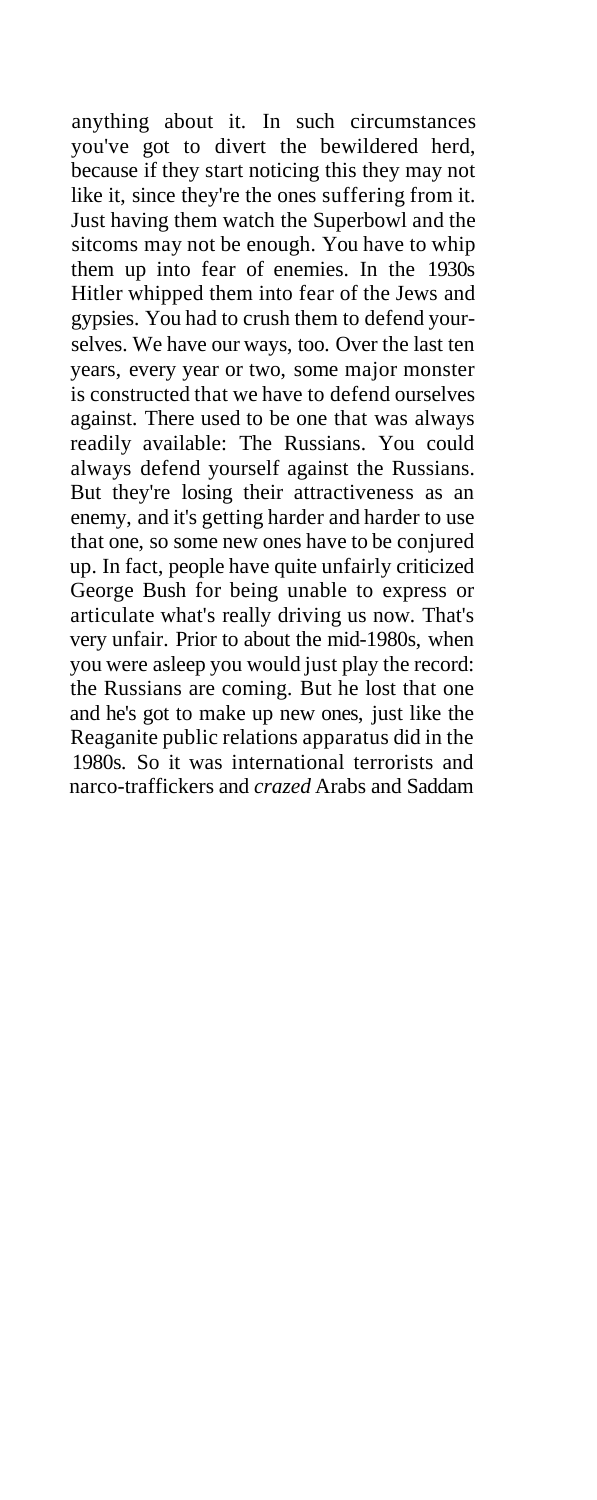anything about it. In such circumstances you've got to divert the bewildered herd, because if they start noticing this they may not like it, since they're the ones suffering from it. Just having them watch the Superbowl and the sitcoms may not be enough. You have to whip them up into fear of enemies. In the 1930s Hitler whipped them into fear of the Jews and gypsies. You had to crush them to defend yourselves. We have our ways, too. Over the last ten years, every year or two, some major monster is constructed that we have to defend ourselves against. There used to be one that was always readily available: The Russians. You could always defend yourself against the Russians. But they're losing their attractiveness as an enemy, and it's getting harder and harder to use that one, so some new ones have to be conjured up. In fact, people have quite unfairly criticized George Bush for being unable to express or articulate what's really driving us now. That's very unfair. Prior to about the mid-1980s, when you were asleep you would just play the record: the Russians are coming. But he lost that one and he's got to make up new ones, just like the Reaganite public relations apparatus did in the 1980s. So it was international terrorists and narco-traffickers and *crazed* Arabs and Saddam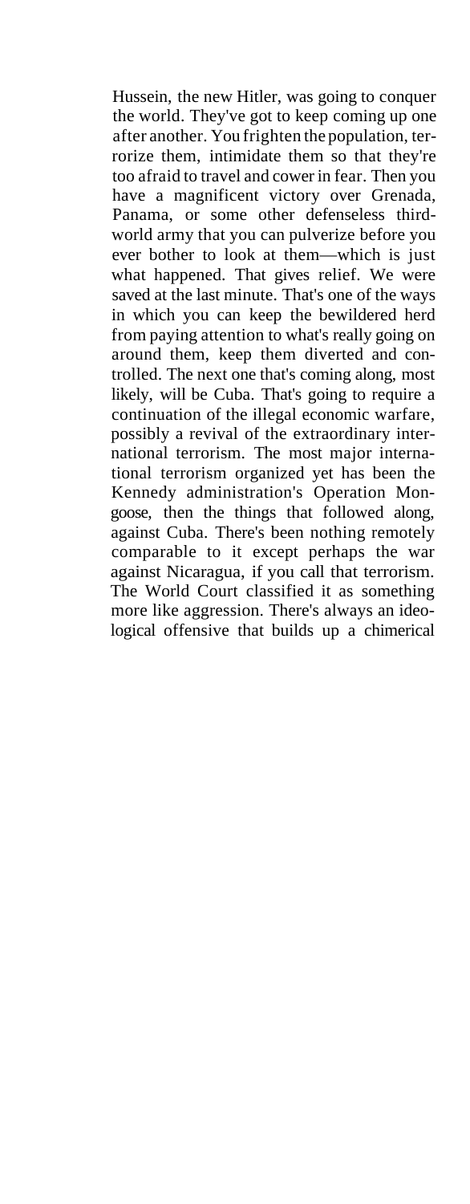Hussein, the new Hitler, was going to conquer the world. They've got to keep coming up one after another. You frighten the population, terrorize them, intimidate them so that they're too afraid to travel and cower in fear. Then you have a magnificent victory over Grenada, Panama, or some other defenseless third-world army that you can pulverize before you ever bother to look at them—which is just what happened. That gives relief. We were saved at the last minute. That's one of the ways in which you can keep the bewildered herd from paying attention to what's really going on around them, keep them diverted and controlled. The next one that's coming along, most likely, will be Cuba. That's going to require a continuation of the illegal economic warfare, possibly a revival of the extraordinary international terrorism. The most major international terrorism organized yet has been the Kennedy administration's Operation Mongoose, then the things that followed along, against Cuba. There's been nothing remotely comparable to it except perhaps the war against Nicaragua, if you call that terrorism. The World Court classified it as something more like aggression. There's always an ideological offensive that builds up a chimerical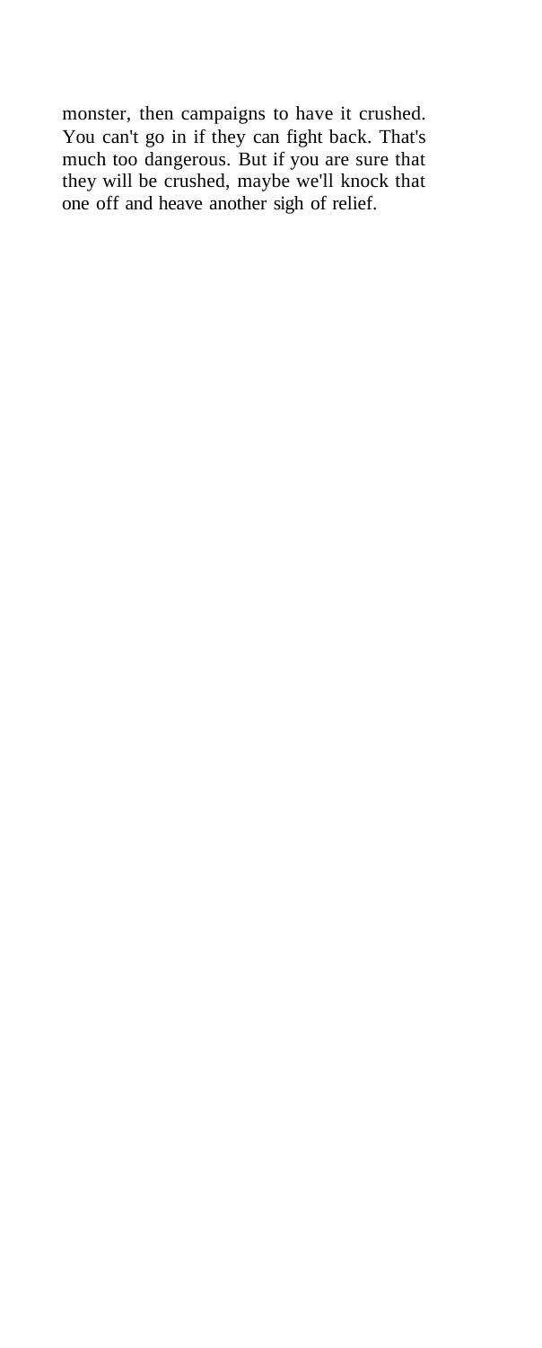monster, then campaigns to have it crushed. You can't go in if they can fight back. That's much too dangerous. But if you are sure that they will be crushed, maybe we'll knock that one off and heave another sigh of relief.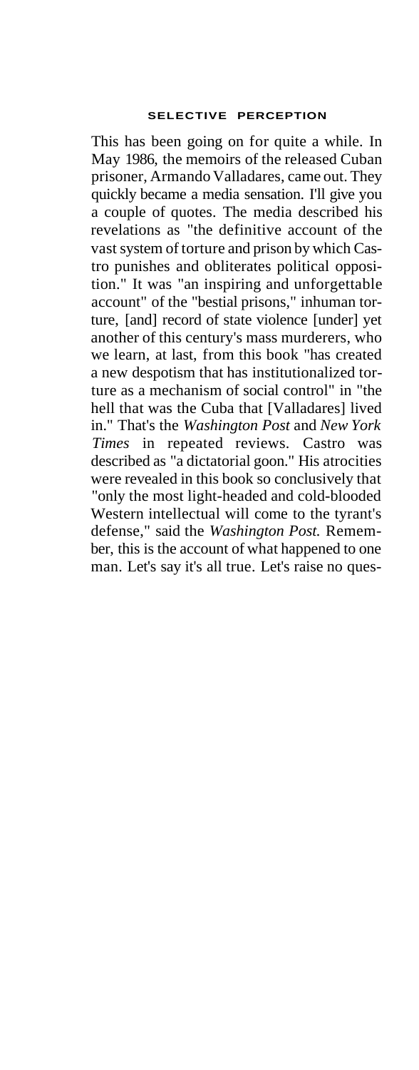This has been going on for quite a while. In May 1986, the memoirs of the released Cuban prisoner, Armando Valladares, came out. They quickly became a media sensation. I'll give you a couple of quotes. The media described his revelations as "the definitive account of the vast system of torture and prison by which Castro punishes and obliterates political opposition." It was "an inspiring and unforgettable account" of the "bestial prisons," inhuman torture, [and] record of state violence [under] yet another of this century's mass murderers, who we learn, at last, from this book "has created a new despotism that has institutionalized torture as a mechanism of social control" in "the hell that was the Cuba that [Valladares] lived in." That's the *Washington Post* and *New York Times* in repeated reviews. Castro was described as "a dictatorial goon." His atrocities were revealed in this book so conclusively that "only the most light-headed and cold-blooded Western intellectual will come to the tyrant's defense," said the *Washington Post.* Remember, this is the account of what happened to one man. Let's say it's all true. Let's raise no ques-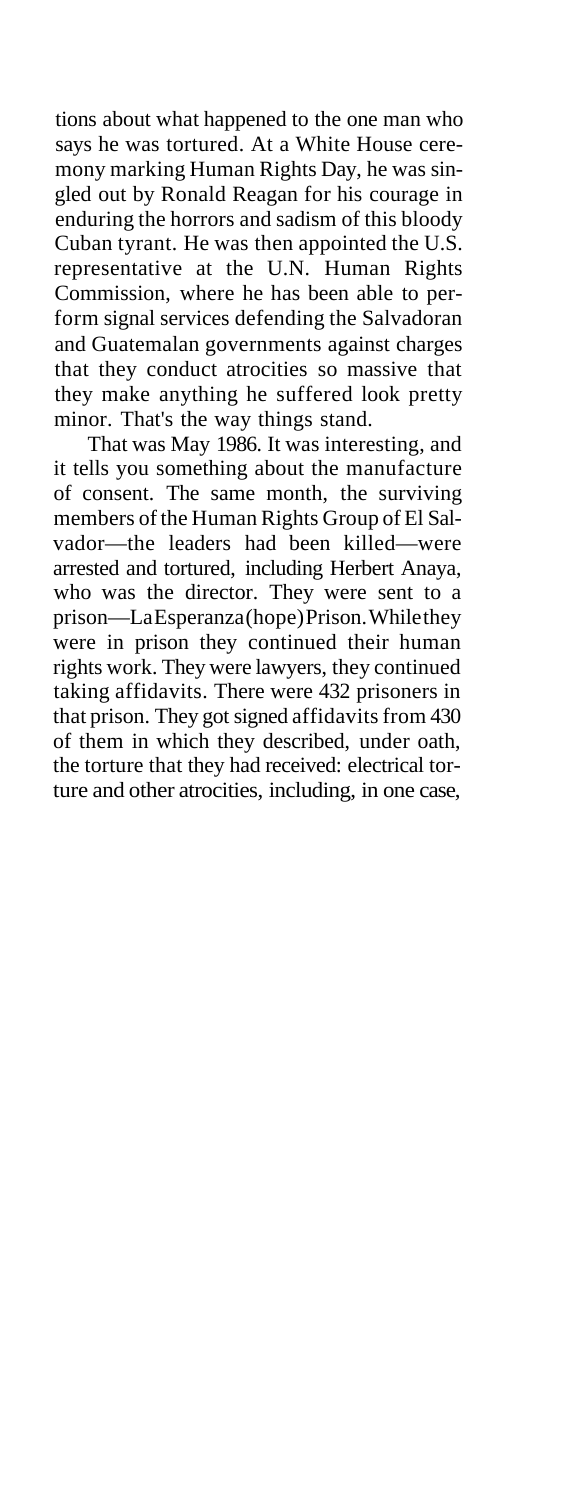tions about what happened to the one man who says he was tortured. At a White House ceremony marking Human Rights Day, he was singled out by Ronald Reagan for his courage in enduring the horrors and sadism of this bloody Cuban tyrant. He was then appointed the U.S. representative at the U.N. Human Rights Commission, where he has been able to perform signal services defending the Salvadoran and Guatemalan governments against charges that they conduct atrocities so massive that they make anything he suffered look pretty minor. That's the way things stand.

That was May 1986. It was interesting, and it tells you something about the manufacture of consent. The same month, the surviving members of the Human Rights Group of El Salvador—the leaders had been killed—were arrested and tortured, including Herbert Anaya, who was the director. They were sent to a prison—La Esperanza (hope) Prison. While they were in prison they continued their human rights work. They were lawyers, they continued taking affidavits. There were 432 prisoners in that prison. They got signed affidavits from 430 of them in which they described, under oath, the torture that they had received: electrical torture and other atrocities, including, in one case,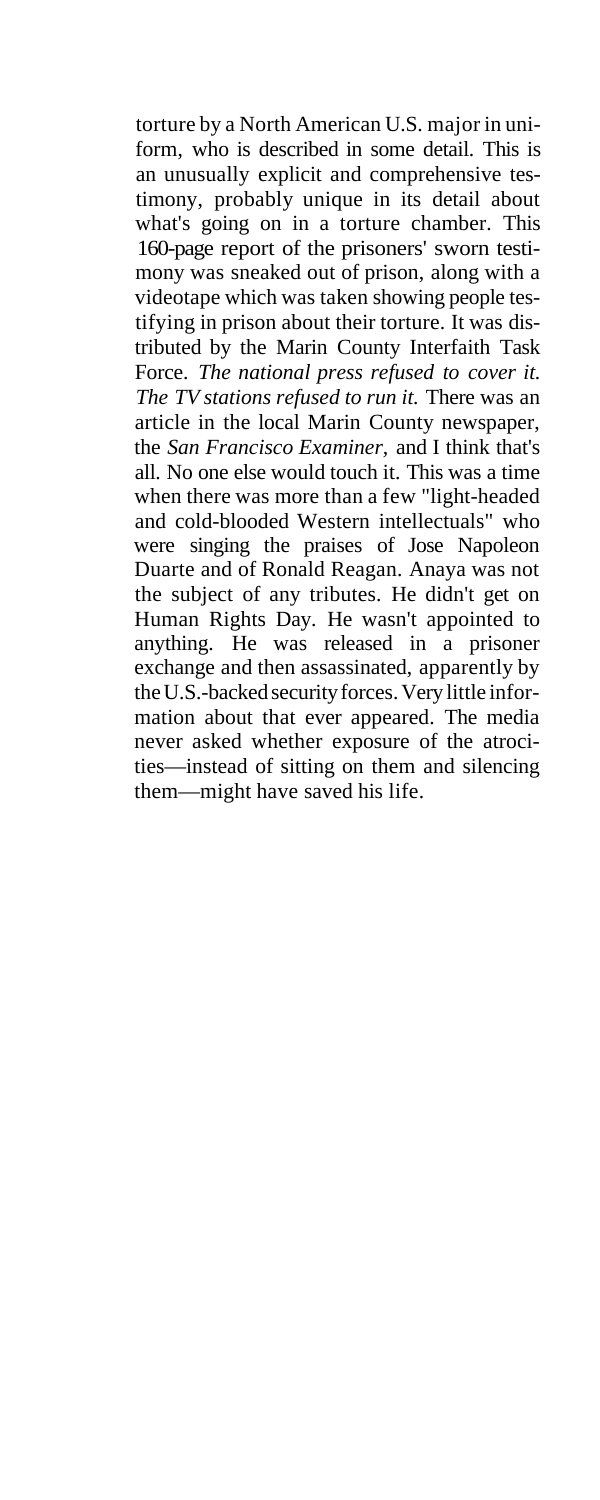torture by a North American U.S. major in uniform, who is described in some detail. This is an unusually explicit and comprehensive testimony, probably unique in its detail about what's going on in a torture chamber. This 160-page report of the prisoners' sworn testimony was sneaked out of prison, along with a videotape which was taken showing people testifying in prison about their torture. It was distributed by the Marin County Interfaith Task Force. *The national press refused to cover it. The TV stations refused to run it.* There was an article in the local Marin County newspaper, the *San Francisco Examiner,* and I think that's all. No one else would touch it. This was a time when there was more than a few "light-headed and cold-blooded Western intellectuals" who were singing the praises of Jose Napoleon Duarte and of Ronald Reagan. Anaya was not the subject of any tributes. He didn't get on Human Rights Day. He wasn't appointed to anything. He was released in a prisoner exchange and then assassinated, apparently by the U.S.-backed security forces. Very little information about that ever appeared. The media never asked whether exposure of the atrocities—instead of sitting on them and silencing them—might have saved his life.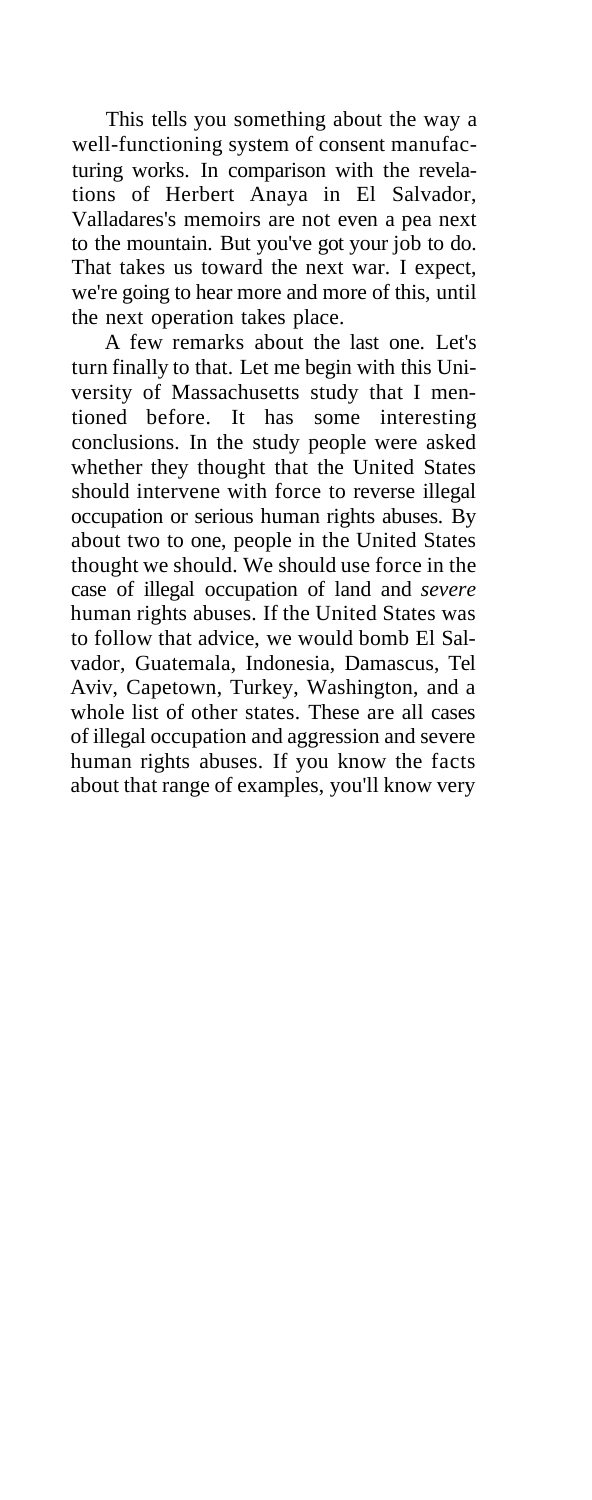This tells you something about the way a well-functioning system of consent manufacturing works. In comparison with the revelations of Herbert Anaya in El Salvador, Valladares's memoirs are not even a pea next to the mountain. But you've got your job to do. That takes us toward the next war. I expect, we're going to hear more and more of this, until the next operation takes place.

A few remarks about the last one. Let's turn finally to that. Let me begin with this University of Massachusetts study that I mentioned before. It has some interesting conclusions. In the study people were asked whether they thought that the United States should intervene with force to reverse illegal occupation or serious human rights abuses. By about two to one, people in the United States thought we should. We should use force in the case of illegal occupation of land and *severe* human rights abuses. If the United States was to follow that advice, we would bomb El Salvador, Guatemala, Indonesia, Damascus, Tel Aviv, Capetown, Turkey, Washington, and a whole list of other states. These are all cases of illegal occupation and aggression and severe human rights abuses. If you know the facts about that range of examples, you'll know very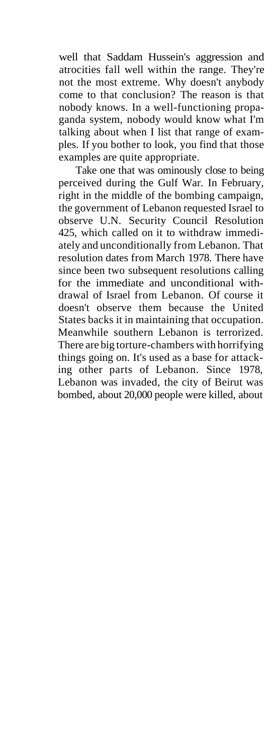well that Saddam Hussein's aggression and atrocities fall well within the range. They're not the most extreme. Why doesn't anybody come to that conclusion? The reason is that nobody knows. In a well-functioning propaganda system, nobody would know what I'm talking about when I list that range of examples. If you bother to look, you find that those examples are quite appropriate.

Take one that was ominously close to being perceived during the Gulf War. In February, right in the middle of the bombing campaign, the government of Lebanon requested Israel to observe U.N. Security Council Resolution 425, which called on it to withdraw immediately and unconditionally from Lebanon. That resolution dates from March 1978. There have since been two subsequent resolutions calling for the immediate and unconditional withdrawal of Israel from Lebanon. Of course it doesn't observe them because the United States backs it in maintaining that occupation. Meanwhile southern Lebanon is terrorized. There are big torture-chambers with horrifying things going on. It's used as a base for attacking other parts of Lebanon. Since 1978, Lebanon was invaded, the city of Beirut was bombed, about 20,000 people were killed, about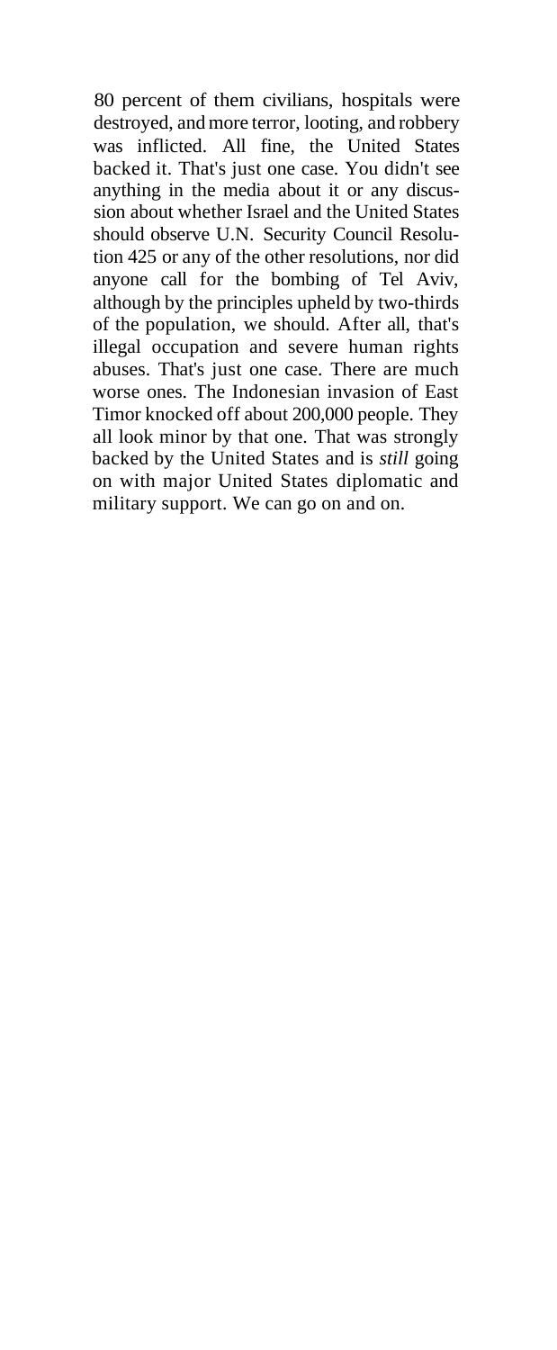80 percent of them civilians, hospitals were destroyed, and more terror, looting, and robbery was inflicted. All fine, the United States backed it. That's just one case. You didn't see anything in the media about it or any discussion about whether Israel and the United States should observe U.N. Security Council Resolution 425 or any of the other resolutions, nor did anyone call for the bombing of Tel Aviv, although by the principles upheld by two-thirds of the population, we should. After all, that's illegal occupation and severe human rights abuses. That's just one case. There are much worse ones. The Indonesian invasion of East Timor knocked off about 200,000 people. They all look minor by that one. That was strongly backed by the United States and is *still* going on with major United States diplomatic and military support. We can go on and on.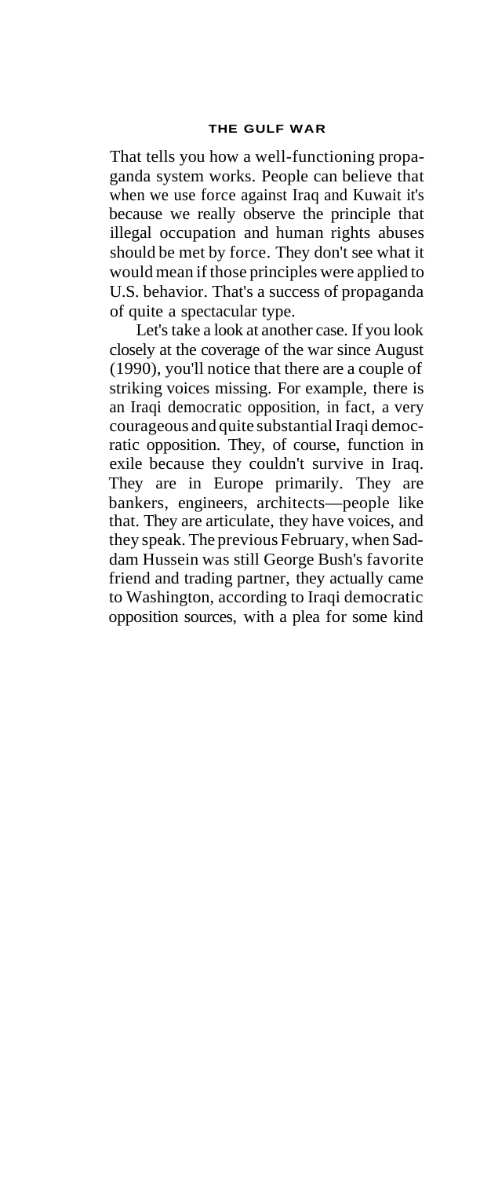That tells you how a well-functioning propaganda system works. People can believe that when we use force against Iraq and Kuwait it's because we really observe the principle that illegal occupation and human rights abuses should be met by force. They don't see what it would mean if those principles were applied to U.S. behavior. That's a success of propaganda of quite a spectacular type.

Let's take a look at another case. If you look closely at the coverage of the war since August (1990), you'll notice that there are a couple of striking voices missing. For example, there is an Iraqi democratic opposition, in fact, a very courageous and quite substantial Iraqi democratic opposition. They, of course, function in exile because they couldn't survive in Iraq. They are in Europe primarily. They are bankers, engineers, architects—people like that. They are articulate, they have voices, and they speak. The previous February, when Saddam Hussein was still George Bush's favorite friend and trading partner, they actually came to Washington, according to Iraqi democratic opposition sources, with a plea for some kind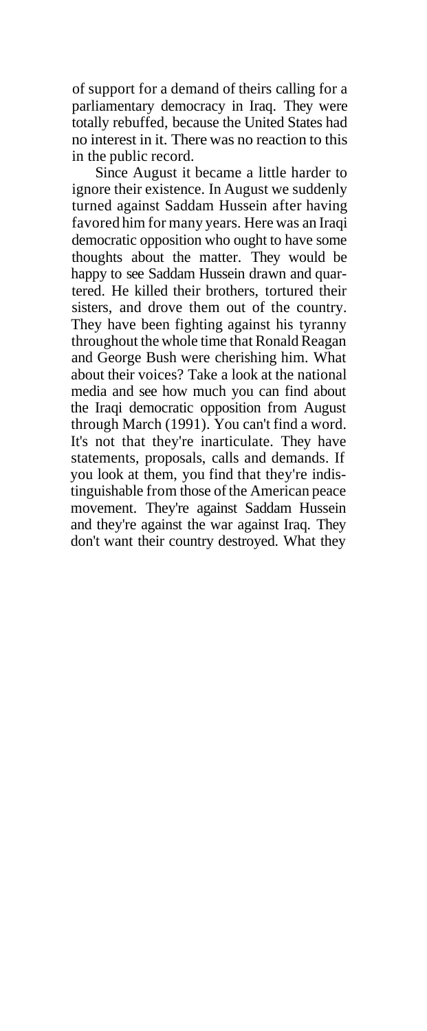of support for a demand of theirs calling for a parliamentary democracy in Iraq. They were totally rebuffed, because the United States had no interest in it. There was no reaction to this in the public record.

Since August it became a little harder to ignore their existence. In August we suddenly turned against Saddam Hussein after having favored him for many years. Here was an Iraqi democratic opposition who ought to have some thoughts about the matter. They would be happy to see Saddam Hussein drawn and quartered. He killed their brothers, tortured their sisters, and drove them out of the country. They have been fighting against his tyranny throughout the whole time that Ronald Reagan and George Bush were cherishing him. What about their voices? Take a look at the national media and see how much you can find about the Iraqi democratic opposition from August through March (1991). You can't find a word. It's not that they're inarticulate. They have statements, proposals, calls and demands. If you look at them, you find that they're indistinguishable from those of the American peace movement. They're against Saddam Hussein and they're against the war against Iraq. They don't want their country destroyed. What they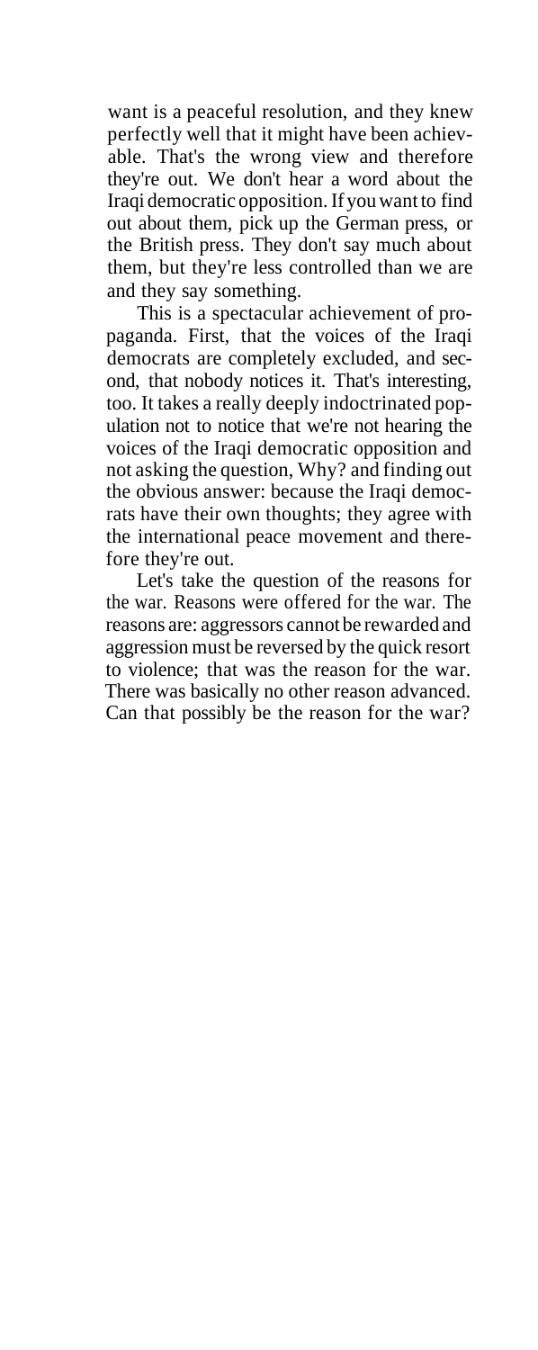want is a peaceful resolution, and they knew perfectly well that it might have been achievable. That's the wrong view and therefore they're out. We don't hear a word about the Iraqi democratic opposition. If you want to find out about them, pick up the German press, or the British press. They don't say much about them, but they're less controlled than we are and they say something.

This is a spectacular achievement of propaganda. First, that the voices of the Iraqi democrats are completely excluded, and second, that nobody notices it. That's interesting, too. It takes a really deeply indoctrinated population not to notice that we're not hearing the voices of the Iraqi democratic opposition and not asking the question, Why? and finding out the obvious answer: because the Iraqi democrats have their own thoughts; they agree with the international peace movement and therefore they're out.

Let's take the question of the reasons for the war. Reasons were offered for the war. The reasons are: aggressors cannot be rewarded and aggression must be reversed by the quick resort to violence; that was the reason for the war. There was basically no other reason advanced. Can that possibly be the reason for the war?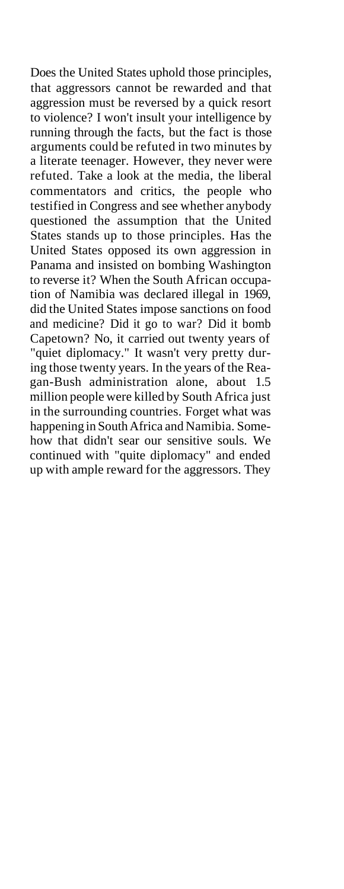Does the United States uphold those principles, that aggressors cannot be rewarded and that aggression must be reversed by a quick resort to violence? I won't insult your intelligence by running through the facts, but the fact is those arguments could be refuted in two minutes by a literate teenager. However, they never were refuted. Take a look at the media, the liberal commentators and critics, the people who testified in Congress and see whether anybody questioned the assumption that the United States stands up to those principles. Has the United States opposed its own aggression in Panama and insisted on bombing Washington to reverse it? When the South African occupation of Namibia was declared illegal in 1969, did the United States impose sanctions on food and medicine? Did it go to war? Did it bomb Capetown? No, it carried out twenty years of "quiet diplomacy." It wasn't very pretty during those twenty years. In the years of the Reagan-Bush administration alone, about 1.5 million people were killed by South Africa just in the surrounding countries. Forget what was happening in South Africa and Namibia. Somehow that didn't sear our sensitive souls. We continued with "quite diplomacy" and ended up with ample reward for the aggressors. They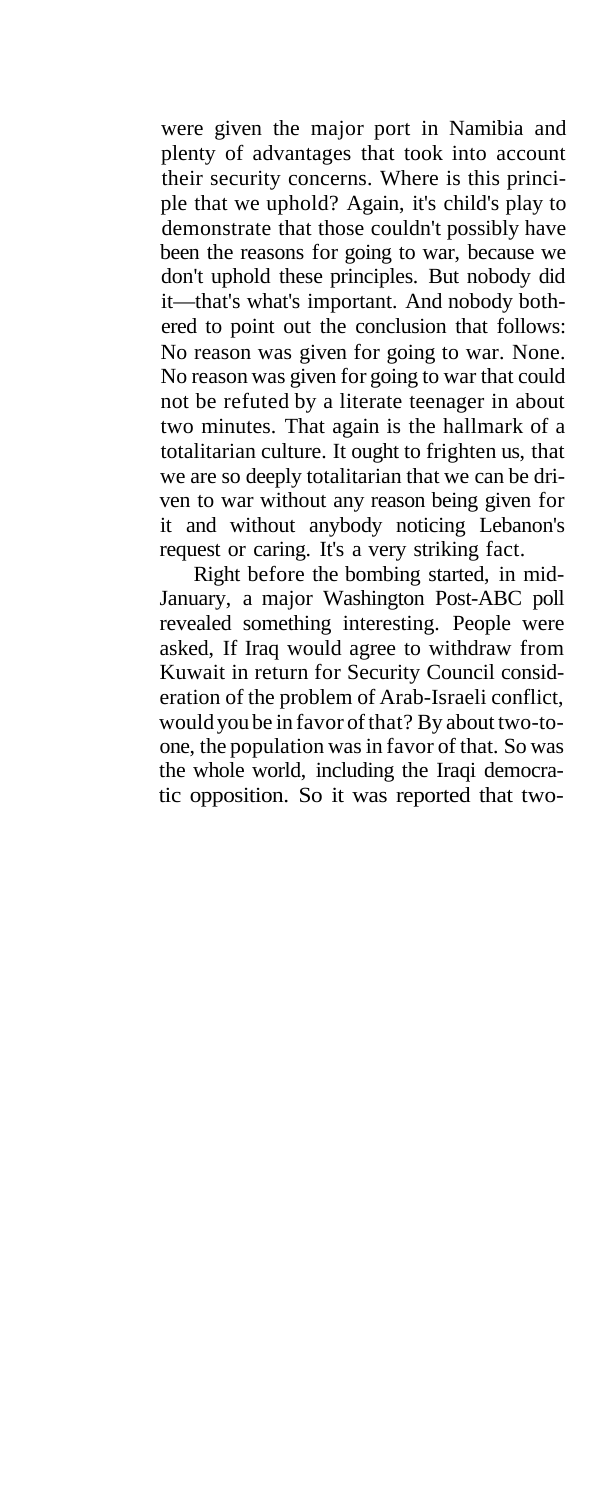were given the major port in Namibia and plenty of advantages that took into account their security concerns. Where is this principle that we uphold? Again, it's child's play to demonstrate that those couldn't possibly have been the reasons for going to war, because we don't uphold these principles. But nobody did it—that's what's important. And nobody bothered to point out the conclusion that follows: No reason was given for going to war. None. No reason was given for going to war that could not be refuted by a literate teenager in about two minutes. That again is the hallmark of a totalitarian culture. It ought to frighten us, that we are so deeply totalitarian that we can be driven to war without any reason being given for it and without anybody noticing Lebanon's request or caring. It's a very striking fact.

Right before the bombing started, in mid-January, a major Washington Post-ABC poll revealed something interesting. People were asked, If Iraq would agree to withdraw from Kuwait in return for Security Council consideration of the problem of Arab-Israeli conflict, would you be in favor of that? By about two-to-one, the population was in favor of that. So was the whole world, including the Iraqi democratic opposition. So it was reported that two-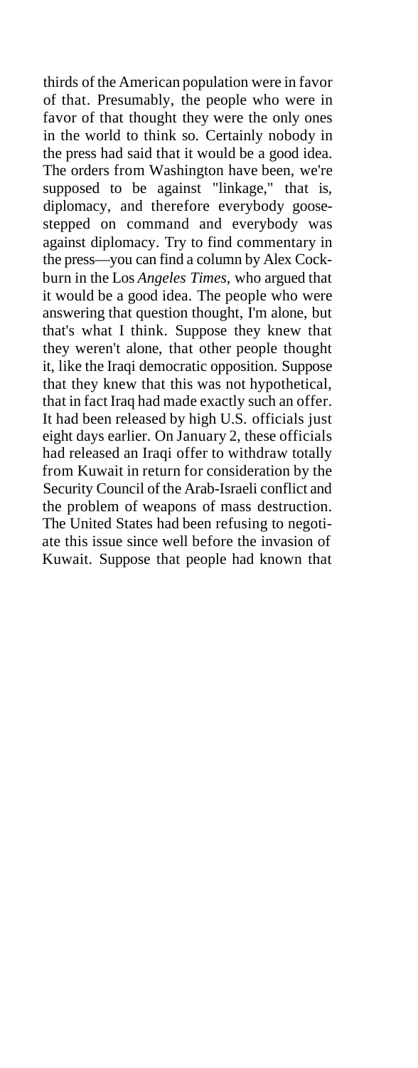thirds of the American population were in favor of that. Presumably, the people who were in favor of that thought they were the only ones in the world to think so. Certainly nobody in the press had said that it would be a good idea. The orders from Washington have been, we're supposed to be against "linkage," that is, diplomacy, and therefore everybody goose-stepped on command and everybody was against diplomacy. Try to find commentary in the press—you can find a column by Alex Cockburn in the Los *Angeles Times,* who argued that it would be a good idea. The people who were answering that question thought, I'm alone, but that's what I think. Suppose they knew that they weren't alone, that other people thought it, like the Iraqi democratic opposition. Suppose that they knew that this was not hypothetical, that in fact Iraq had made exactly such an offer. It had been released by high U.S. officials just eight days earlier. On January 2, these officials had released an Iraqi offer to withdraw totally from Kuwait in return for consideration by the Security Council of the Arab-Israeli conflict and the problem of weapons of mass destruction. The United States had been refusing to negotiate this issue since well before the invasion of Kuwait. Suppose that people had known that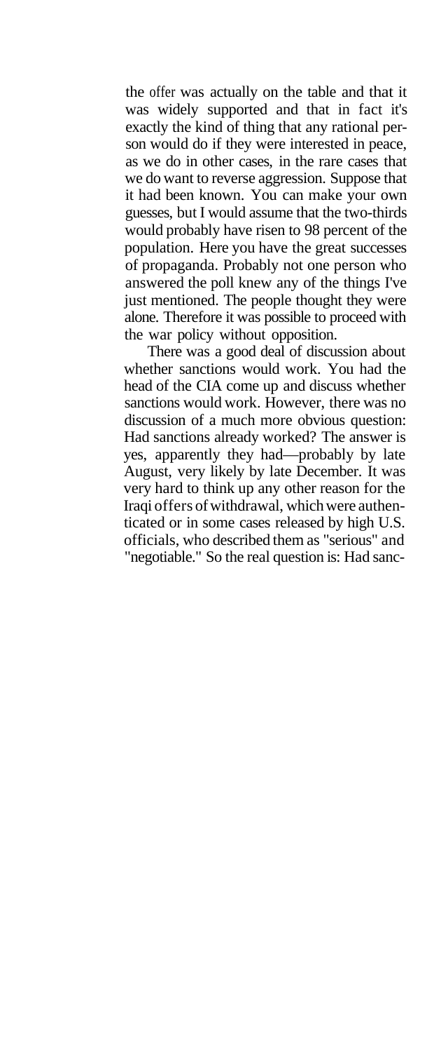the offer was actually on the table and that it was widely supported and that in fact it's exactly the kind of thing that any rational person would do if they were interested in peace, as we do in other cases, in the rare cases that we do want to reverse aggression. Suppose that it had been known. You can make your own guesses, but I would assume that the two-thirds would probably have risen to 98 percent of the population. Here you have the great successes of propaganda. Probably not one person who answered the poll knew any of the things I've just mentioned. The people thought they were alone. Therefore it was possible to proceed with the war policy without opposition.

There was a good deal of discussion about whether sanctions would work. You had the head of the CIA come up and discuss whether sanctions would work. However, there was no discussion of a much more obvious question: Had sanctions already worked? The answer is yes, apparently they had—probably by late August, very likely by late December. It was very hard to think up any other reason for the Iraqi offers of withdrawal, which were authenticated or in some cases released by high U.S. officials, who described them as "serious" and "negotiable." So the real question is: Had sanc-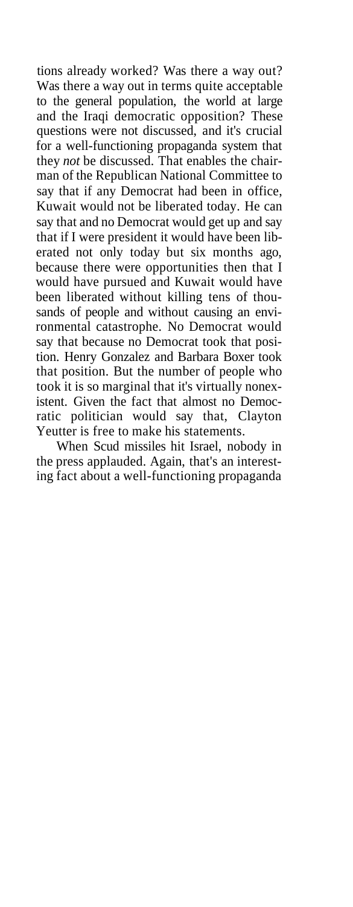tions already worked? Was there a way out? Was there a way out in terms quite acceptable to the general population, the world at large and the Iraqi democratic opposition? These questions were not discussed, and it's crucial for a well-functioning propaganda system that they *not* be discussed. That enables the chairman of the Republican National Committee to say that if any Democrat had been in office, Kuwait would not be liberated today. He can say that and no Democrat would get up and say that if I were president it would have been liberated not only today but six months ago, because there were opportunities then that I would have pursued and Kuwait would have been liberated without killing tens of thousands of people and without causing an environmental catastrophe. No Democrat would say that because no Democrat took that position. Henry Gonzalez and Barbara Boxer took that position. But the number of people who took it is so marginal that it's virtually nonexistent. Given the fact that almost no Democratic politician would say that, Clayton Yeutter is free to make his statements.

When Scud missiles hit Israel, nobody in the press applauded. Again, that's an interesting fact about a well-functioning propaganda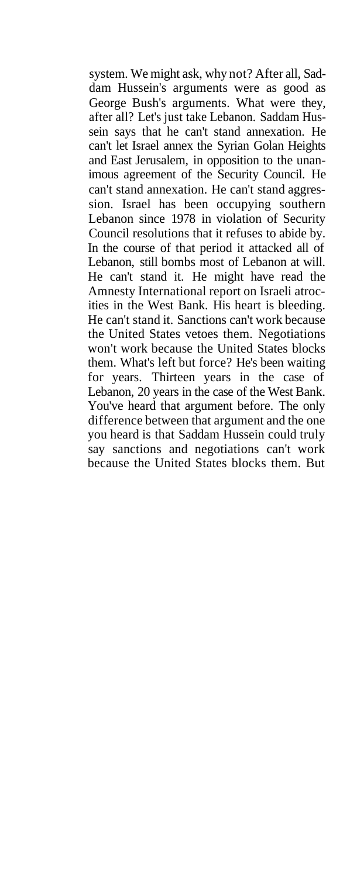system. We might ask, why not? After all, Saddam Hussein's arguments were as good as George Bush's arguments. What were they, after all? Let's just take Lebanon. Saddam Hussein says that he can't stand annexation. He can't let Israel annex the Syrian Golan Heights and East Jerusalem, in opposition to the unanimous agreement of the Security Council. He can't stand annexation. He can't stand aggression. Israel has been occupying southern Lebanon since 1978 in violation of Security Council resolutions that it refuses to abide by. In the course of that period it attacked all of Lebanon, still bombs most of Lebanon at will. He can't stand it. He might have read the Amnesty International report on Israeli atrocities in the West Bank. His heart is bleeding. He can't stand it. Sanctions can't work because the United States vetoes them. Negotiations won't work because the United States blocks them. What's left but force? He's been waiting for years. Thirteen years in the case of Lebanon, 20 years in the case of the West Bank. You've heard that argument before. The only difference between that argument and the one you heard is that Saddam Hussein could truly say sanctions and negotiations can't work because the United States blocks them. But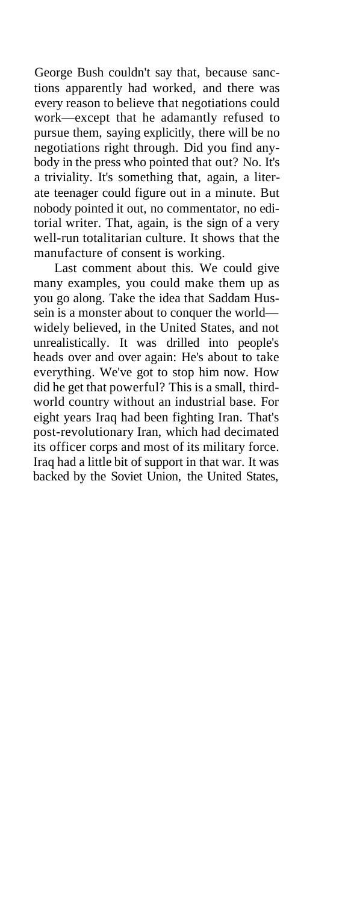George Bush couldn't say that, because sanctions apparently had worked, and there was every reason to believe that negotiations could work—except that he adamantly refused to pursue them, saying explicitly, there will be no negotiations right through. Did you find anybody in the press who pointed that out? No. It's a triviality. It's something that, again, a literate teenager could figure out in a minute. But nobody pointed it out, no commentator, no editorial writer. That, again, is the sign of a very well-run totalitarian culture. It shows that the manufacture of consent is working.

Last comment about this. We could give many examples, you could make them up as you go along. Take the idea that Saddam Hussein is a monster about to conquer the world—widely believed, in the United States, and not unrealistically. It was drilled into people's heads over and over again: He's about to take everything. We've got to stop him now. How did he get that powerful? This is a small, third-world country without an industrial base. For eight years Iraq had been fighting Iran. That's post-revolutionary Iran, which had decimated its officer corps and most of its military force. Iraq had a little bit of support in that war. It was backed by the Soviet Union, the United States,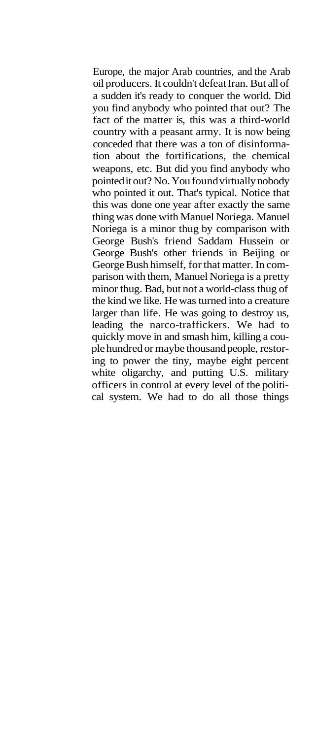Europe, the major Arab countries, and the Arab oil producers. It couldn't defeat Iran. But all of a sudden it's ready to conquer the world. Did you find anybody who pointed that out? The fact of the matter is, this was a third-world country with a peasant army. It is now being conceded that there was a ton of disinformation about the fortifications, the chemical weapons, etc. But did you find anybody who pointed it out? No. You found virtually nobody who pointed it out. That's typical. Notice that this was done one year after exactly the same thing was done with Manuel Noriega. Manuel Noriega is a minor thug by comparison with George Bush's friend Saddam Hussein or George Bush's other friends in Beijing or George Bush himself, for that matter. In comparison with them, Manuel Noriega is a pretty minor thug. Bad, but not a world-class thug of the kind we like. He was turned into a creature larger than life. He was going to destroy us, leading the narco-traffickers. We had to quickly move in and smash him, killing a couple hundred or maybe thousand people, restoring to power the tiny, maybe eight percent white oligarchy, and putting U.S. military officers in control at every level of the political system. We had to do all those things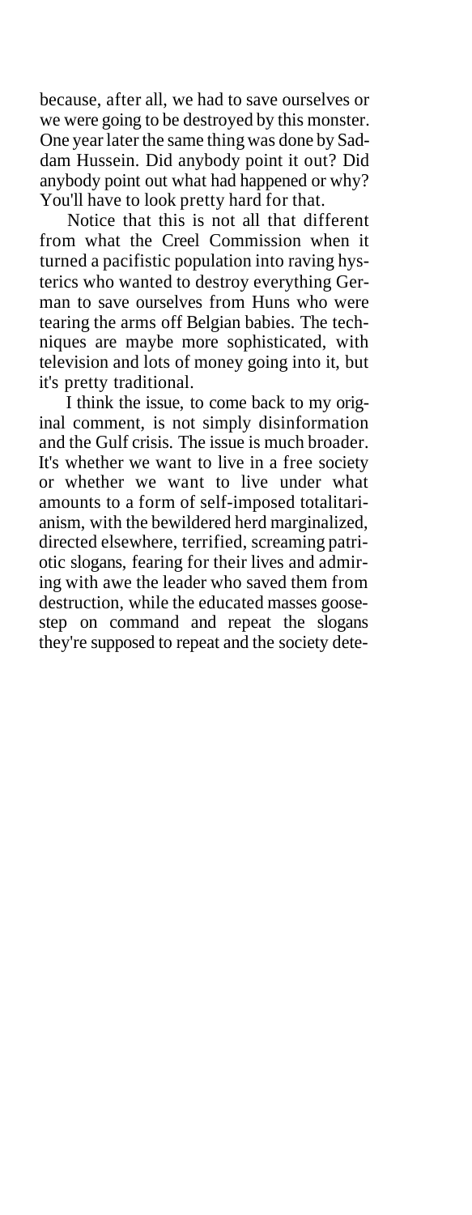because, after all, we had to save ourselves or we were going to be destroyed by this monster. One year later the same thing was done by Saddam Hussein. Did anybody point it out? Did anybody point out what had happened or why? You'll have to look pretty hard for that.

Notice that this is not all that different from what the Creel Commission when it turned a pacifistic population into raving hysterics who wanted to destroy everything German to save ourselves from Huns who were tearing the arms off Belgian babies. The techniques are maybe more sophisticated, with television and lots of money going into it, but it's pretty traditional.

I think the issue, to come back to my original comment, is not simply disinformation and the Gulf crisis. The issue is much broader. It's whether we want to live in a free society or whether we want to live under what amounts to a form of self-imposed totalitarianism, with the bewildered herd marginalized, directed elsewhere, terrified, screaming patriotic slogans, fearing for their lives and admiring with awe the leader who saved them from destruction, while the educated masses goose-step on command and repeat the slogans they're supposed to repeat and the society dete-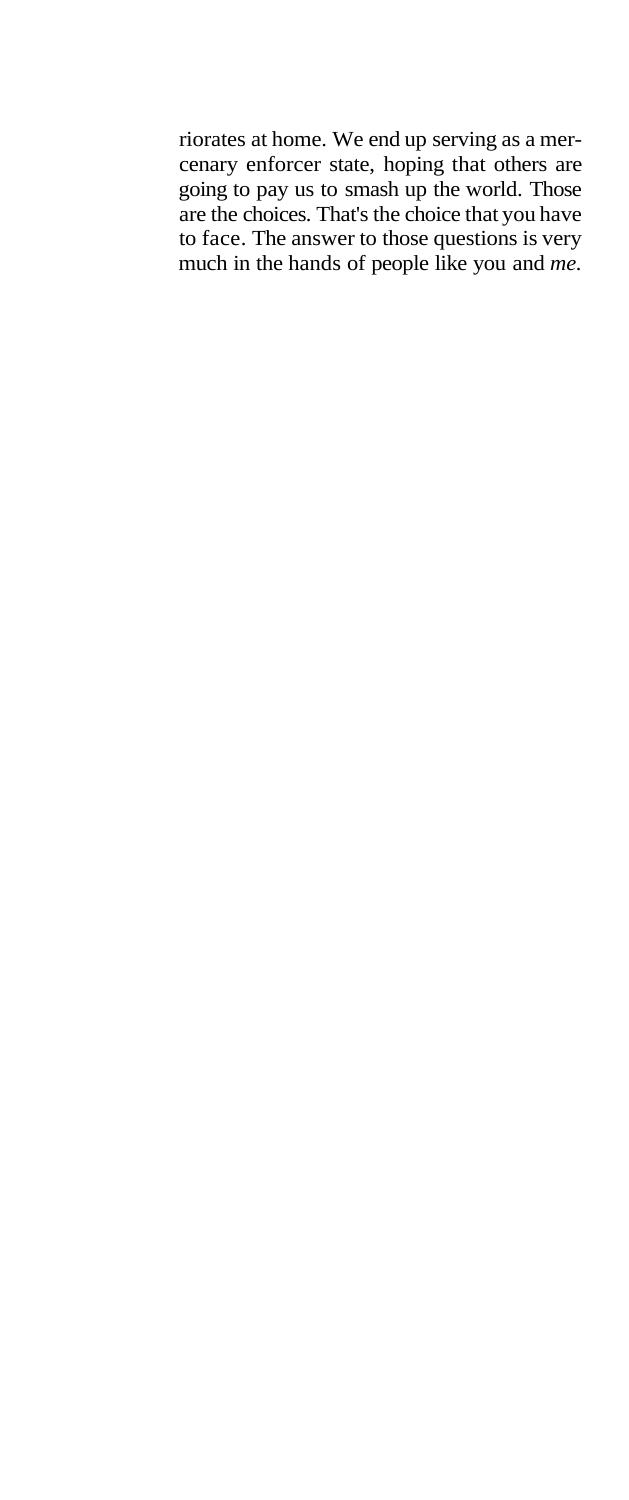riorates at home. We end up serving as a mercenary enforcer state, hoping that others are going to pay us to smash up the world. Those are the choices. That's the choice that you have to face. The answer to those questions is very much in the hands of people like you and *me*.